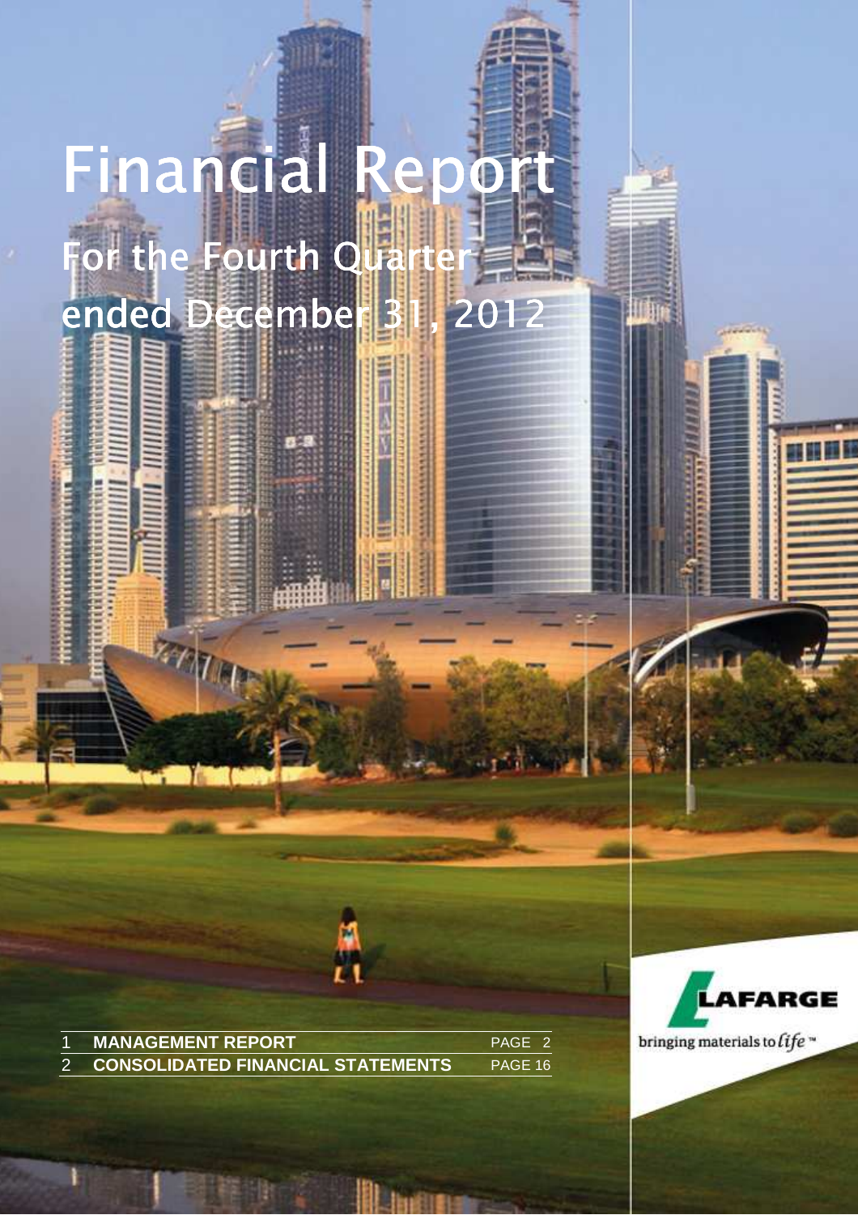# Financial Report

## For the Fourth Quarter ended December 31, 2012

| | | |
|---|---|---|
| 1 | **MANAGEMENT REPORT** | PAGE 2 |
| 2 | **CONSOLIDATED FINANCIAL STATEMENTS** | PAGE 16 |

LAFARGE

bringing materials to *life*™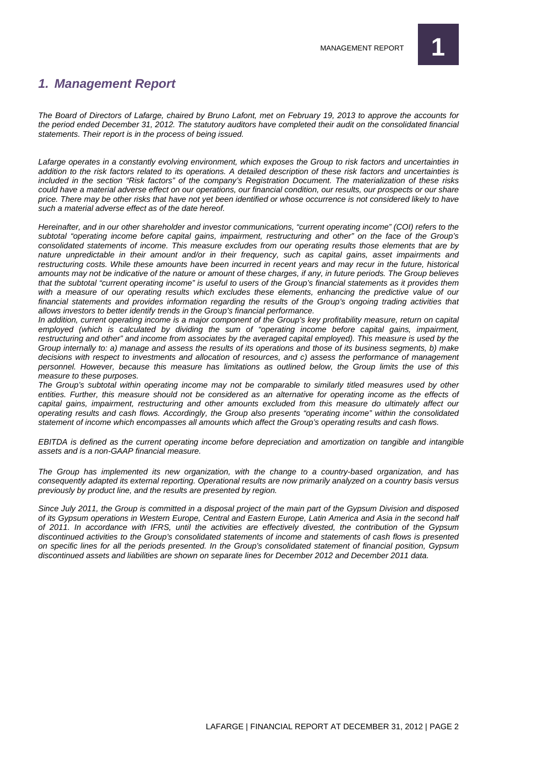# *1. Management Report*

*The Board of Directors of Lafarge, chaired by Bruno Lafont, met on February 19, 2013 to approve the accounts for the period ended December 31, 2012. The statutory auditors have completed their audit on the consolidated financial statements. Their report is in the process of being issued.*

*Lafarge operates in a constantly evolving environment, which exposes the Group to risk factors and uncertainties in addition to the risk factors related to its operations. A detailed description of these risk factors and uncertainties is included in the section "Risk factors" of the company's Registration Document. The materialization of these risks could have a material adverse effect on our operations, our financial condition, our results, our prospects or our share price. There may be other risks that have not yet been identified or whose occurrence is not considered likely to have such a material adverse effect as of the date hereof.*

*Hereinafter, and in our other shareholder and investor communications, "current operating income" (COI) refers to the subtotal "operating income before capital gains, impairment, restructuring and other" on the face of the Group's consolidated statements of income. This measure excludes from our operating results those elements that are by nature unpredictable in their amount and/or in their frequency, such as capital gains, asset impairments and restructuring costs. While these amounts have been incurred in recent years and may recur in the future, historical amounts may not be indicative of the nature or amount of these charges, if any, in future periods. The Group believes that the subtotal "current operating income" is useful to users of the Group's financial statements as it provides them with a measure of our operating results which excludes these elements, enhancing the predictive value of our financial statements and provides information regarding the results of the Group's ongoing trading activities that allows investors to better identify trends in the Group's financial performance.*

*In addition, current operating income is a major component of the Group's key profitability measure, return on capital employed (which is calculated by dividing the sum of "operating income before capital gains, impairment, restructuring and other" and income from associates by the averaged capital employed). This measure is used by the Group internally to: a) manage and assess the results of its operations and those of its business segments, b) make decisions with respect to investments and allocation of resources, and c) assess the performance of management personnel. However, because this measure has limitations as outlined below, the Group limits the use of this measure to these purposes.*

*The Group's subtotal within operating income may not be comparable to similarly titled measures used by other entities. Further, this measure should not be considered as an alternative for operating income as the effects of capital gains, impairment, restructuring and other amounts excluded from this measure do ultimately affect our operating results and cash flows. Accordingly, the Group also presents "operating income" within the consolidated statement of income which encompasses all amounts which affect the Group's operating results and cash flows.*

*EBITDA is defined as the current operating income before depreciation and amortization on tangible and intangible assets and is a non-GAAP financial measure.*

*The Group has implemented its new organization, with the change to a country-based organization, and has consequently adapted its external reporting. Operational results are now primarily analyzed on a country basis versus previously by product line, and the results are presented by region.*

*Since July 2011, the Group is committed in a disposal project of the main part of the Gypsum Division and disposed of its Gypsum operations in Western Europe, Central and Eastern Europe, Latin America and Asia in the second half of 2011. In accordance with IFRS, until the activities are effectively divested, the contribution of the Gypsum discontinued activities to the Group's consolidated statements of income and statements of cash flows is presented on specific lines for all the periods presented. In the Group's consolidated statement of financial position, Gypsum discontinued assets and liabilities are shown on separate lines for December 2012 and December 2011 data.*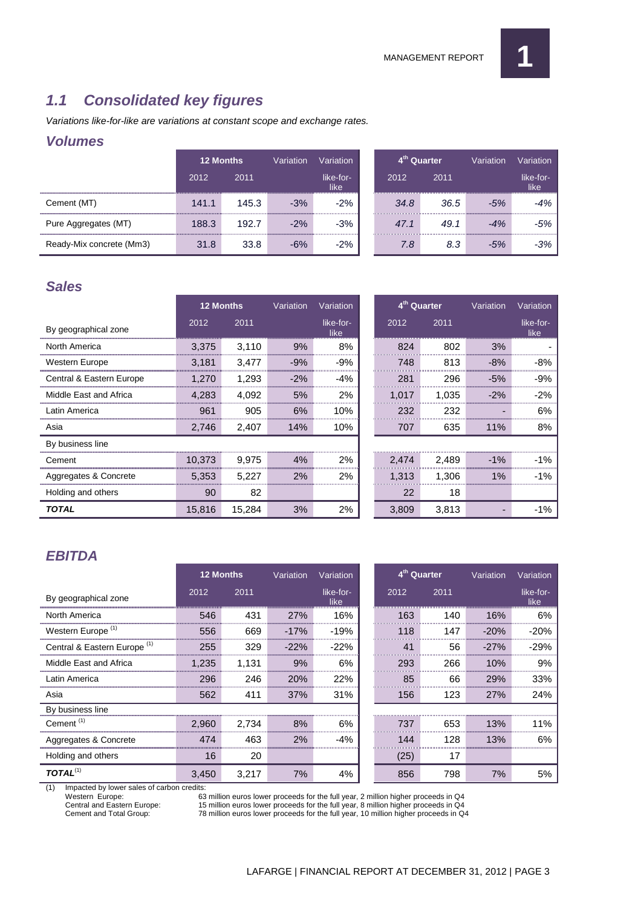## 1.1 Consolidated key figures

*Variations like-for-like are variations at constant scope and exchange rates.*

### Volumes

| | 12 Months | | Variation | Variation | 4th Quarter | | Variation | Variation |
|---|---|---|---|---|---|---|---|---|
| | 2012 | 2011 | | like-for-like | 2012 | 2011 | | like-for-like |
| Cement (MT) | 141.1 | 145.3 | -3% | -2% | *34.8* | *36.5* | *-5%* | *-4%* |
| Pure Aggregates (MT) | 188.3 | 192.7 | -2% | -3% | *47.1* | *49.1* | *-4%* | *-5%* |
| Ready-Mix concrete (Mm3) | 31.8 | 33.8 | -6% | -2% | *7.8* | *8.3* | *-5%* | *-3%* |

### Sales

| | 12 Months | | Variation | Variation | 4th Quarter | | Variation | Variation |
|---|---|---|---|---|---|---|---|---|
| By geographical zone | 2012 | 2011 | | like-for-like | 2012 | 2011 | | like-for-like |
| North America | 3,375 | 3,110 | 9% | 8% | 824 | 802 | 3% | - |
| Western Europe | 3,181 | 3,477 | -9% | -9% | 748 | 813 | -8% | -8% |
| Central & Eastern Europe | 1,270 | 1,293 | -2% | -4% | 281 | 296 | -5% | -9% |
| Middle East and Africa | 4,283 | 4,092 | 5% | 2% | 1,017 | 1,035 | -2% | -2% |
| Latin America | 961 | 905 | 6% | 10% | 232 | 232 | - | 6% |
| Asia | 2,746 | 2,407 | 14% | 10% | 707 | 635 | 11% | 8% |
| By business line | | | | | | | | |
| Cement | 10,373 | 9,975 | 4% | 2% | 2,474 | 2,489 | -1% | -1% |
| Aggregates & Concrete | 5,353 | 5,227 | 2% | 2% | 1,313 | 1,306 | 1% | -1% |
| Holding and others | 90 | 82 | | | 22 | 18 | | |
| ***TOTAL*** | 15,816 | 15,284 | 3% | 2% | 3,809 | 3,813 | - | -1% |

### EBITDA

| | 12 Months | | Variation | Variation | 4th Quarter | | Variation | Variation |
|---|---|---|---|---|---|---|---|---|
| By geographical zone | 2012 | 2011 | | like-for-like | 2012 | 2011 | | like-for-like |
| North America | 546 | 431 | 27% | 16% | 163 | 140 | 16% | 6% |
| Western Europe (1) | 556 | 669 | -17% | -19% | 118 | 147 | -20% | -20% |
| Central & Eastern Europe (1) | 255 | 329 | -22% | -22% | 41 | 56 | -27% | -29% |
| Middle East and Africa | 1,235 | 1,131 | 9% | 6% | 293 | 266 | 10% | 9% |
| Latin America | 296 | 246 | 20% | 22% | 85 | 66 | 29% | 33% |
| Asia | 562 | 411 | 37% | 31% | 156 | 123 | 27% | 24% |
| By business line | | | | | | | | |
| Cement (1) | 2,960 | 2,734 | 8% | 6% | 737 | 653 | 13% | 11% |
| Aggregates & Concrete | 474 | 463 | 2% | -4% | 144 | 128 | 13% | 6% |
| Holding and others | 16 | 20 | | | (25) | 17 | | |
| ***TOTAL*** (1) | 3,450 | 3,217 | 7% | 4% | 856 | 798 | 7% | 5% |

(1) Impacted by lower sales of carbon credits:
Western Europe: 63 million euros lower proceeds for the full year, 2 million higher proceeds in Q4
Central and Eastern Europe: 15 million euros lower proceeds for the full year, 8 million higher proceeds in Q4
Cement and Total Group: 78 million euros lower proceeds for the full year, 10 million higher proceeds in Q4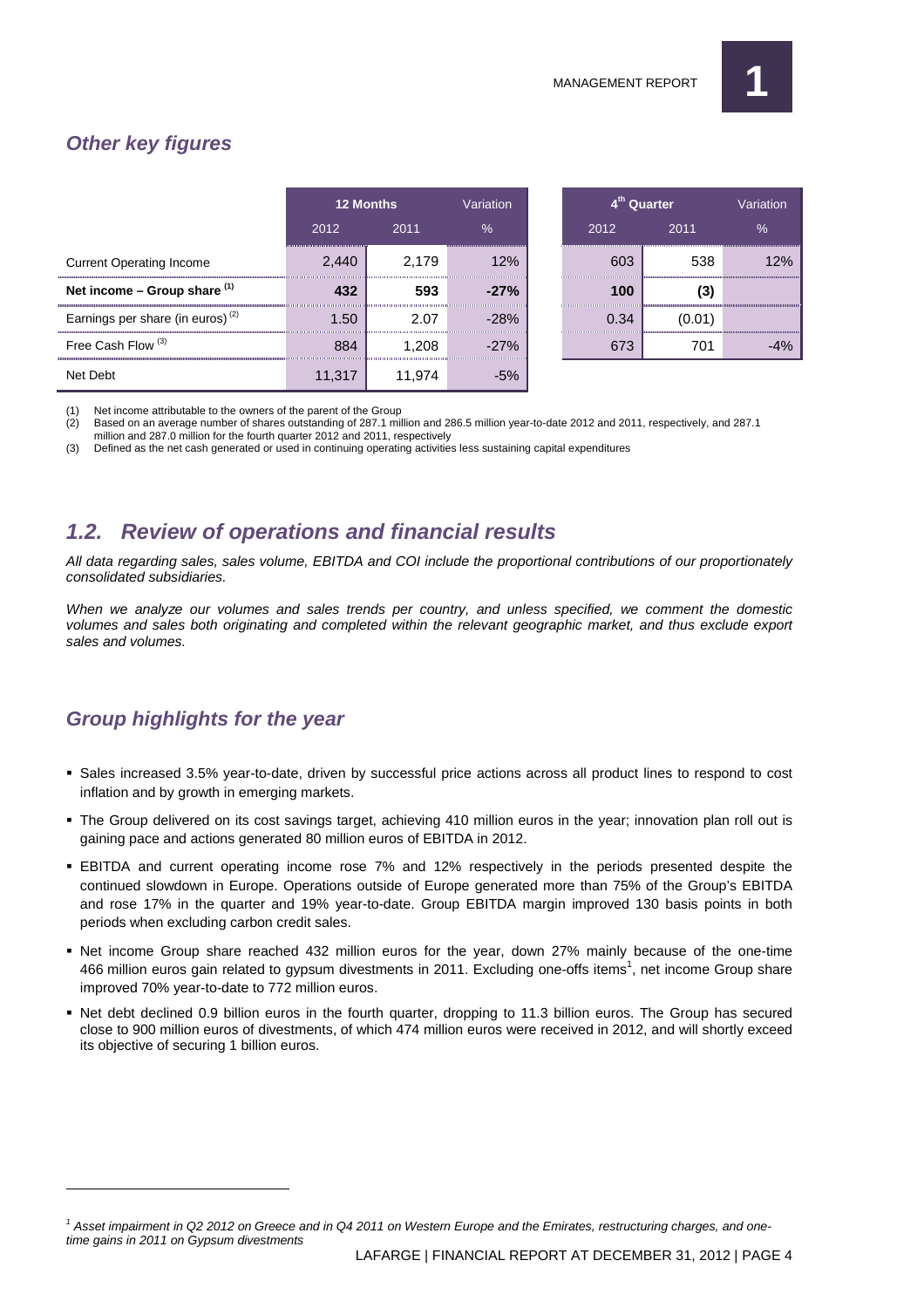## *Other key figures*

| | 12 Months | | Variation | 4th Quarter | | Variation |
|---|---|---|---|---|---|---|
| | 2012 | 2011 | % | 2012 | 2011 | % |
| Current Operating Income | 2,440 | 2,179 | 12% | 603 | 538 | 12% |
| **Net income – Group share [(1)]** | **432** | **593** | **-27%** | **100** | **(3)** | |
| Earnings per share (in euros) [(2)] | 1.50 | 2.07 | -28% | 0.34 | (0.01) | |
| Free Cash Flow [(3)] | 884 | 1,208 | -27% | 673 | 701 | -4% |
| Net Debt | 11,317 | 11,974 | -5% | | | |

(1) Net income attributable to the owners of the parent of the Group
(2) Based on an average number of shares outstanding of 287.1 million and 286.5 million year-to-date 2012 and 2011, respectively, and 287.1 million and 287.0 million for the fourth quarter 2012 and 2011, respectively
(3) Defined as the net cash generated or used in continuing operating activities less sustaining capital expenditures

## *1.2. Review of operations and financial results*

*All data regarding sales, sales volume, EBITDA and COI include the proportional contributions of our proportionately consolidated subsidiaries.*

*When we analyze our volumes and sales trends per country, and unless specified, we comment the domestic volumes and sales both originating and completed within the relevant geographic market, and thus exclude export sales and volumes.*

## *Group highlights for the year*

- Sales increased 3.5% year-to-date, driven by successful price actions across all product lines to respond to cost inflation and by growth in emerging markets.
- The Group delivered on its cost savings target, achieving 410 million euros in the year; innovation plan roll out is gaining pace and actions generated 80 million euros of EBITDA in 2012.
- EBITDA and current operating income rose 7% and 12% respectively in the periods presented despite the continued slowdown in Europe. Operations outside of Europe generated more than 75% of the Group's EBITDA and rose 17% in the quarter and 19% year-to-date. Group EBITDA margin improved 130 basis points in both periods when excluding carbon credit sales.
- Net income Group share reached 432 million euros for the year, down 27% mainly because of the one-time 466 million euros gain related to gypsum divestments in 2011. Excluding one-offs items[1], net income Group share improved 70% year-to-date to 772 million euros.
- Net debt declined 0.9 billion euros in the fourth quarter, dropping to 11.3 billion euros. The Group has secured close to 900 million euros of divestments, of which 474 million euros were received in 2012, and will shortly exceed its objective of securing 1 billion euros.

[1] *Asset impairment in Q2 2012 on Greece and in Q4 2011 on Western Europe and the Emirates, restructuring charges, and one-time gains in 2011 on Gypsum divestments*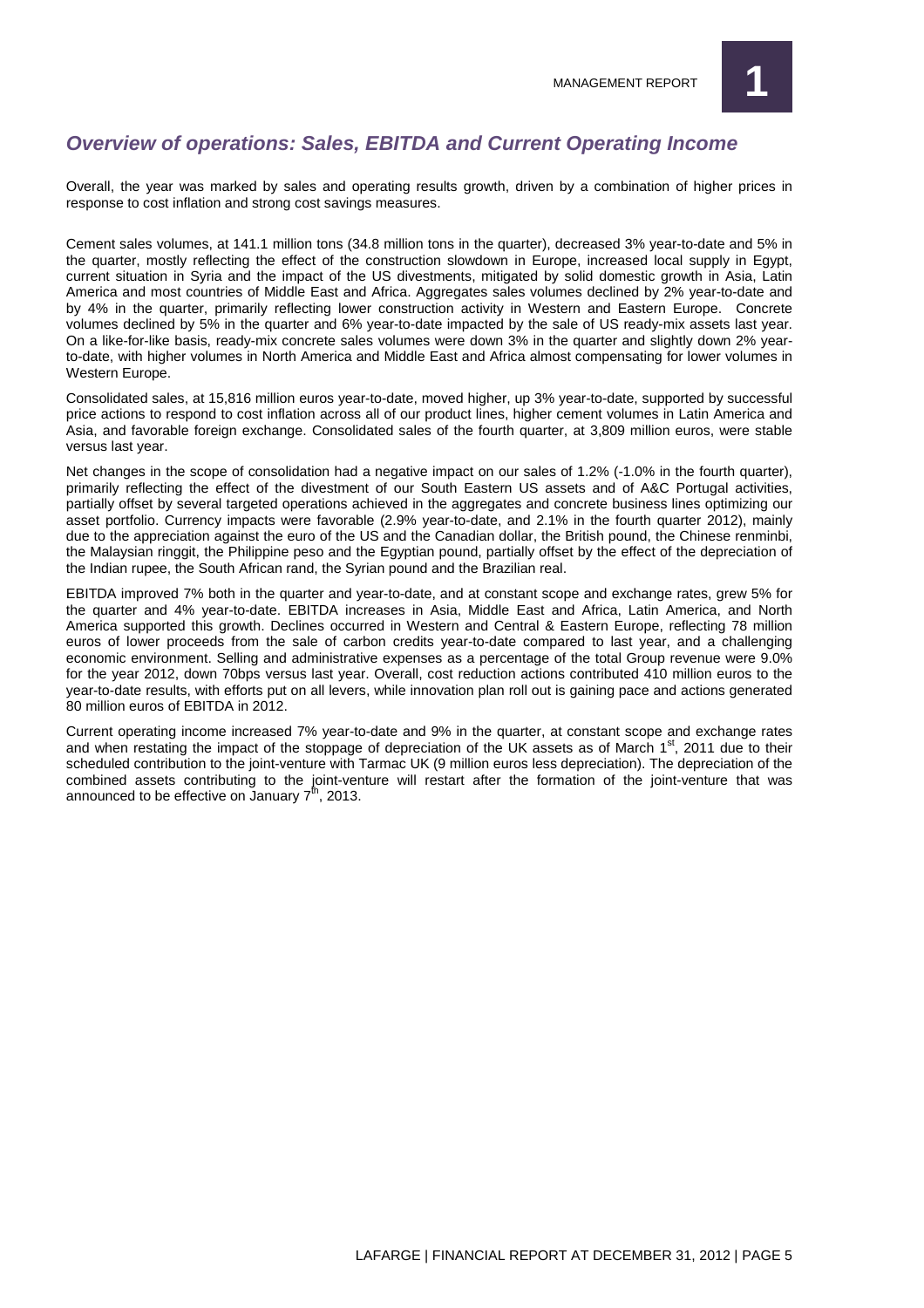## *Overview of operations: Sales, EBITDA and Current Operating Income*

Overall, the year was marked by sales and operating results growth, driven by a combination of higher prices in response to cost inflation and strong cost savings measures.

Cement sales volumes, at 141.1 million tons (34.8 million tons in the quarter), decreased 3% year-to-date and 5% in the quarter, mostly reflecting the effect of the construction slowdown in Europe, increased local supply in Egypt, current situation in Syria and the impact of the US divestments, mitigated by solid domestic growth in Asia, Latin America and most countries of Middle East and Africa. Aggregates sales volumes declined by 2% year-to-date and by 4% in the quarter, primarily reflecting lower construction activity in Western and Eastern Europe. Concrete volumes declined by 5% in the quarter and 6% year-to-date impacted by the sale of US ready-mix assets last year. On a like-for-like basis, ready-mix concrete sales volumes were down 3% in the quarter and slightly down 2% year-to-date, with higher volumes in North America and Middle East and Africa almost compensating for lower volumes in Western Europe.

Consolidated sales, at 15,816 million euros year-to-date, moved higher, up 3% year-to-date, supported by successful price actions to respond to cost inflation across all of our product lines, higher cement volumes in Latin America and Asia, and favorable foreign exchange. Consolidated sales of the fourth quarter, at 3,809 million euros, were stable versus last year.

Net changes in the scope of consolidation had a negative impact on our sales of 1.2% (-1.0% in the fourth quarter), primarily reflecting the effect of the divestment of our South Eastern US assets and of A&C Portugal activities, partially offset by several targeted operations achieved in the aggregates and concrete business lines optimizing our asset portfolio. Currency impacts were favorable (2.9% year-to-date, and 2.1% in the fourth quarter 2012), mainly due to the appreciation against the euro of the US and the Canadian dollar, the British pound, the Chinese renminbi, the Malaysian ringgit, the Philippine peso and the Egyptian pound, partially offset by the effect of the depreciation of the Indian rupee, the South African rand, the Syrian pound and the Brazilian real.

EBITDA improved 7% both in the quarter and year-to-date, and at constant scope and exchange rates, grew 5% for the quarter and 4% year-to-date. EBITDA increases in Asia, Middle East and Africa, Latin America, and North America supported this growth. Declines occurred in Western and Central & Eastern Europe, reflecting 78 million euros of lower proceeds from the sale of carbon credits year-to-date compared to last year, and a challenging economic environment. Selling and administrative expenses as a percentage of the total Group revenue were 9.0% for the year 2012, down 70bps versus last year. Overall, cost reduction actions contributed 410 million euros to the year-to-date results, with efforts put on all levers, while innovation plan roll out is gaining pace and actions generated 80 million euros of EBITDA in 2012.

Current operating income increased 7% year-to-date and 9% in the quarter, at constant scope and exchange rates and when restating the impact of the stoppage of depreciation of the UK assets as of March 1st, 2011 due to their scheduled contribution to the joint-venture with Tarmac UK (9 million euros less depreciation). The depreciation of the combined assets contributing to the joint-venture will restart after the formation of the joint-venture that was announced to be effective on January 7th, 2013.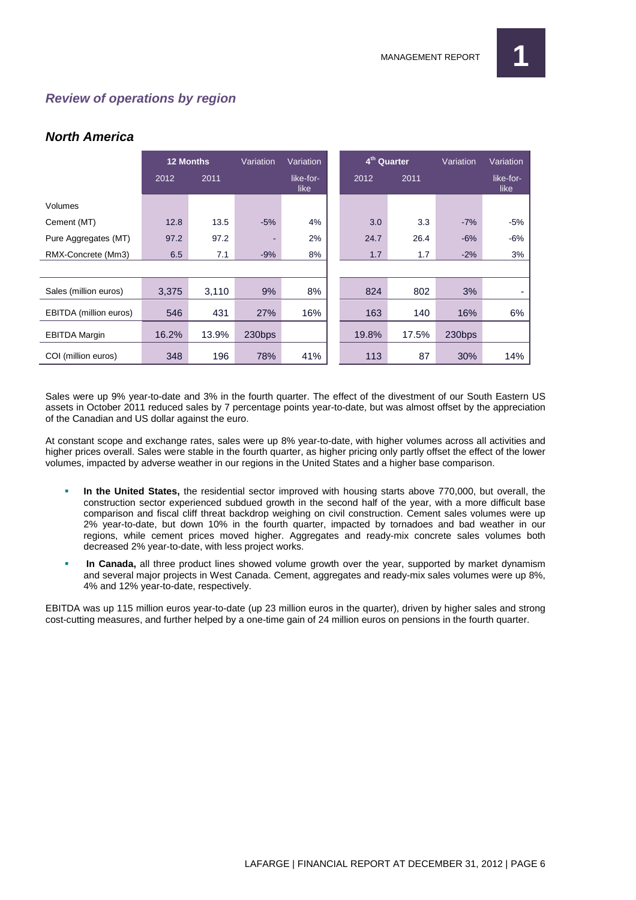## *Review of operations by region*

### *North America*

| | 12 Months | | Variation | Variation | 4th Quarter | | Variation | Variation |
|---|---|---|---|---|---|---|---|---|
| | 2012 | 2011 | | like-for-like | 2012 | 2011 | | like-for-like |
| Volumes | | | | | | | | |
| Cement (MT) | 12.8 | 13.5 | -5% | 4% | 3.0 | 3.3 | -7% | -5% |
| Pure Aggregates (MT) | 97.2 | 97.2 | - | 2% | 24.7 | 26.4 | -6% | -6% |
| RMX-Concrete (Mm3) | 6.5 | 7.1 | -9% | 8% | 1.7 | 1.7 | -2% | 3% |
| | | | | | | | | |
| Sales (million euros) | 3,375 | 3,110 | 9% | 8% | 824 | 802 | 3% | - |
| EBITDA (million euros) | 546 | 431 | 27% | 16% | 163 | 140 | 16% | 6% |
| EBITDA Margin | 16.2% | 13.9% | 230bps | | 19.8% | 17.5% | 230bps | |
| COI (million euros) | 348 | 196 | 78% | 41% | 113 | 87 | 30% | 14% |

Sales were up 9% year-to-date and 3% in the fourth quarter. The effect of the divestment of our South Eastern US assets in October 2011 reduced sales by 7 percentage points year-to-date, but was almost offset by the appreciation of the Canadian and US dollar against the euro.

At constant scope and exchange rates, sales were up 8% year-to-date, with higher volumes across all activities and higher prices overall. Sales were stable in the fourth quarter, as higher pricing only partly offset the effect of the lower volumes, impacted by adverse weather in our regions in the United States and a higher base comparison.

- **In the United States,** the residential sector improved with housing starts above 770,000, but overall, the construction sector experienced subdued growth in the second half of the year, with a more difficult base comparison and fiscal cliff threat backdrop weighing on civil construction. Cement sales volumes were up 2% year-to-date, but down 10% in the fourth quarter, impacted by tornadoes and bad weather in our regions, while cement prices moved higher. Aggregates and ready-mix concrete sales volumes both decreased 2% year-to-date, with less project works.
- **In Canada,** all three product lines showed volume growth over the year, supported by market dynamism and several major projects in West Canada. Cement, aggregates and ready-mix sales volumes were up 8%, 4% and 12% year-to-date, respectively.

EBITDA was up 115 million euros year-to-date (up 23 million euros in the quarter), driven by higher sales and strong cost-cutting measures, and further helped by a one-time gain of 24 million euros on pensions in the fourth quarter.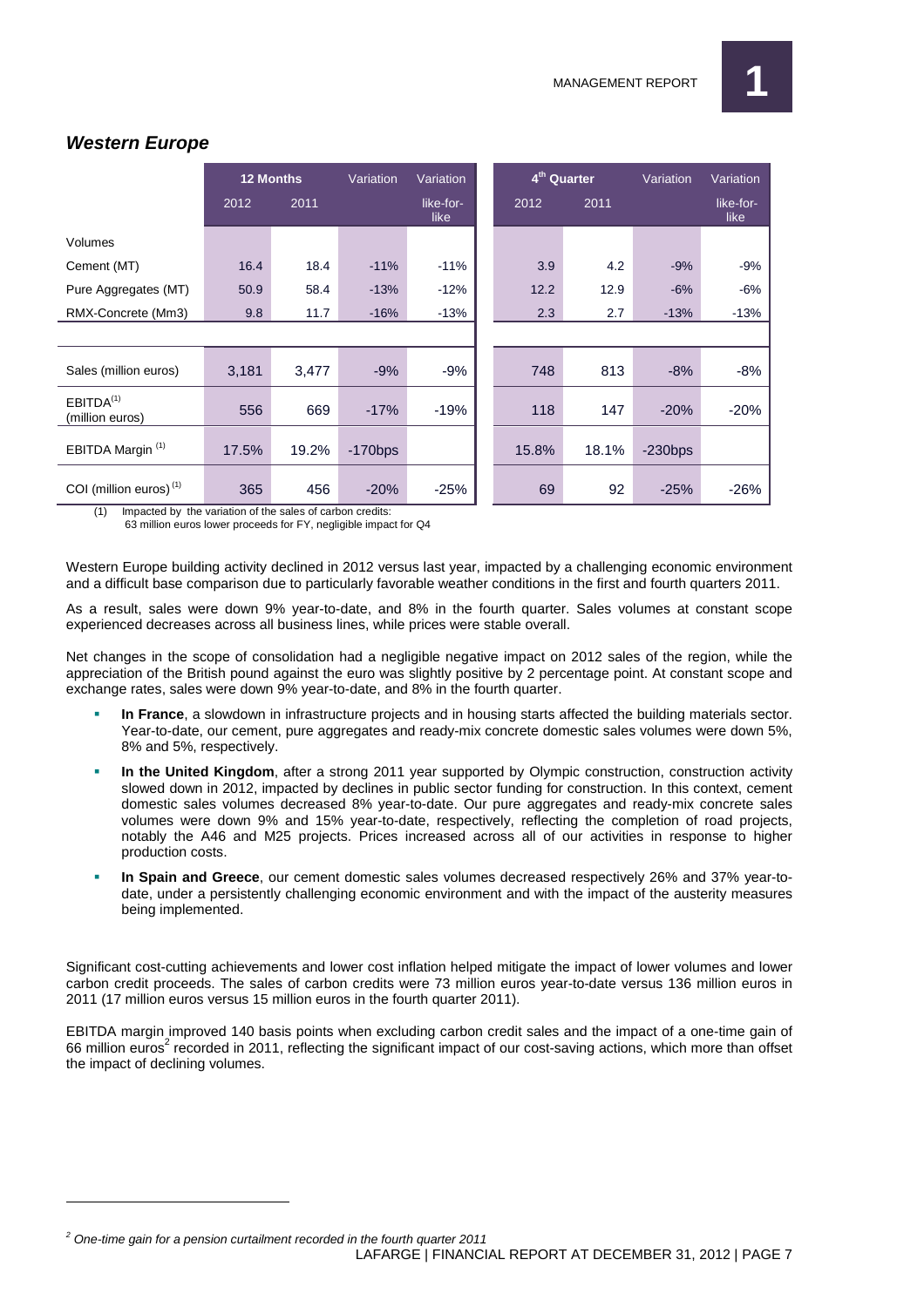## *Western Europe*

| | 12 Months | | Variation | Variation | 4th Quarter | | Variation | Variation |
|---|---|---|---|---|---|---|---|---|
| | 2012 | 2011 | | like-for-like | 2012 | 2011 | | like-for-like |
| Volumes | | | | | | | | |
| Cement (MT) | 16.4 | 18.4 | -11% | -11% | 3.9 | 4.2 | -9% | -9% |
| Pure Aggregates (MT) | 50.9 | 58.4 | -13% | -12% | 12.2 | 12.9 | -6% | -6% |
| RMX-Concrete (Mm3) | 9.8 | 11.7 | -16% | -13% | 2.3 | 2.7 | -13% | -13% |
| | | | | | | | | |
| Sales (million euros) | 3,181 | 3,477 | -9% | -9% | 748 | 813 | -8% | -8% |
| EBITDA(1) (million euros) | 556 | 669 | -17% | -19% | 118 | 147 | -20% | -20% |
| EBITDA Margin (1) | 17.5% | 19.2% | -170bps | | 15.8% | 18.1% | -230bps | |
| COI (million euros) (1) | 365 | 456 | -20% | -25% | 69 | 92 | -25% | -26% |

(1) Impacted by the variation of the sales of carbon credits: 63 million euros lower proceeds for FY, negligible impact for Q4

Western Europe building activity declined in 2012 versus last year, impacted by a challenging economic environment and a difficult base comparison due to particularly favorable weather conditions in the first and fourth quarters 2011.

As a result, sales were down 9% year-to-date, and 8% in the fourth quarter. Sales volumes at constant scope experienced decreases across all business lines, while prices were stable overall.

Net changes in the scope of consolidation had a negligible negative impact on 2012 sales of the region, while the appreciation of the British pound against the euro was slightly positive by 2 percentage point. At constant scope and exchange rates, sales were down 9% year-to-date, and 8% in the fourth quarter.

- **In France**, a slowdown in infrastructure projects and in housing starts affected the building materials sector. Year-to-date, our cement, pure aggregates and ready-mix concrete domestic sales volumes were down 5%, 8% and 5%, respectively.
- **In the United Kingdom**, after a strong 2011 year supported by Olympic construction, construction activity slowed down in 2012, impacted by declines in public sector funding for construction. In this context, cement domestic sales volumes decreased 8% year-to-date. Our pure aggregates and ready-mix concrete sales volumes were down 9% and 15% year-to-date, respectively, reflecting the completion of road projects, notably the A46 and M25 projects. Prices increased across all of our activities in response to higher production costs.
- **In Spain and Greece**, our cement domestic sales volumes decreased respectively 26% and 37% year-to-date, under a persistently challenging economic environment and with the impact of the austerity measures being implemented.

Significant cost-cutting achievements and lower cost inflation helped mitigate the impact of lower volumes and lower carbon credit proceeds. The sales of carbon credits were 73 million euros year-to-date versus 136 million euros in 2011 (17 million euros versus 15 million euros in the fourth quarter 2011).

EBITDA margin improved 140 basis points when excluding carbon credit sales and the impact of a one-time gain of 66 million euros[2] recorded in 2011, reflecting the significant impact of our cost-saving actions, which more than offset the impact of declining volumes.

[2] *One-time gain for a pension curtailment recorded in the fourth quarter 2011*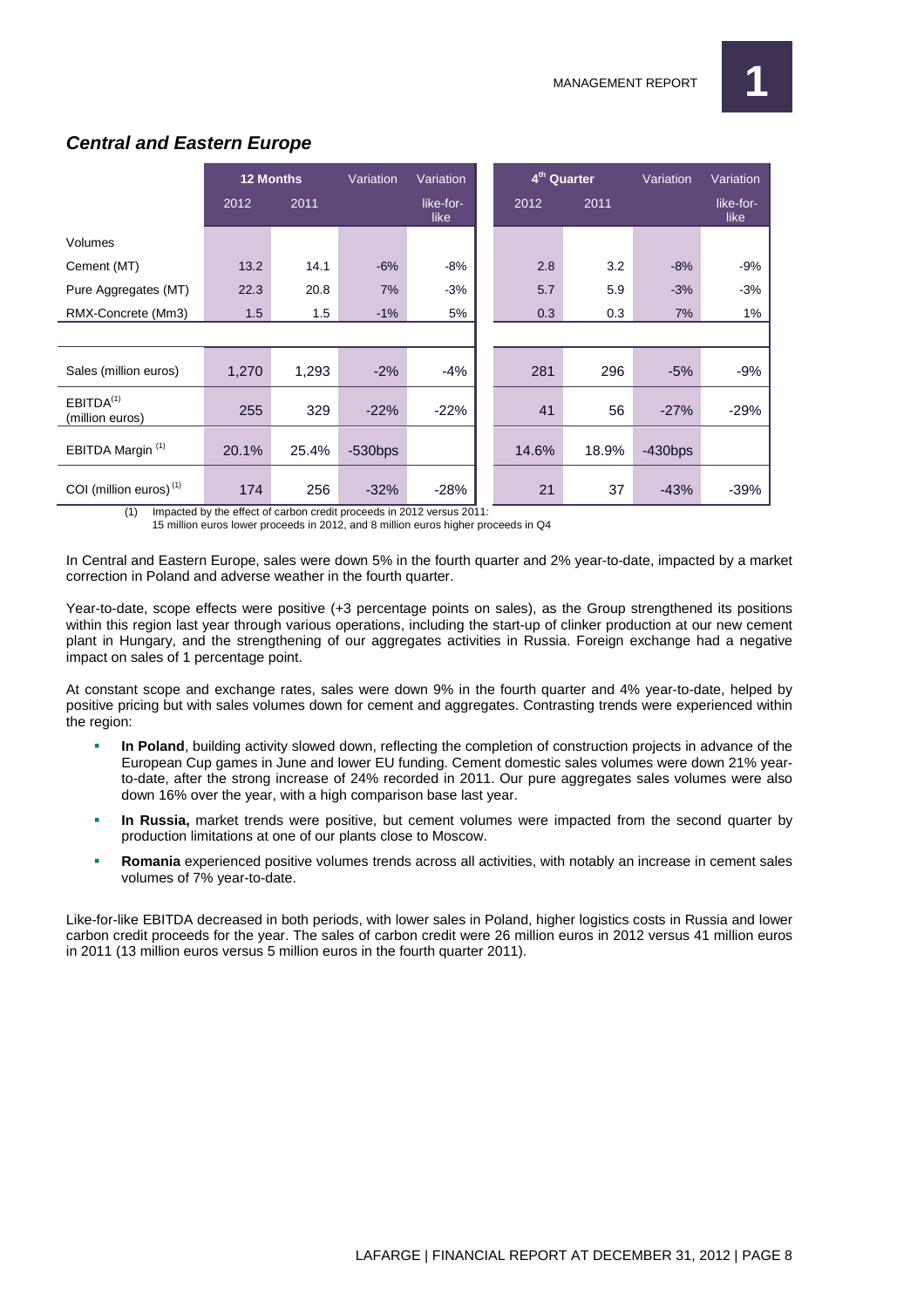## *Central and Eastern Europe*

| | 12 Months | | Variation | Variation | 4th Quarter | | Variation | Variation |
|---|---|---|---|---|---|---|---|---|
| | 2012 | 2011 | | like-for-like | 2012 | 2011 | | like-for-like |
| Volumes | | | | | | | | |
| Cement (MT) | 13.2 | 14.1 | -6% | -8% | 2.8 | 3.2 | -8% | -9% |
| Pure Aggregates (MT) | 22.3 | 20.8 | 7% | -3% | 5.7 | 5.9 | -3% | -3% |
| RMX-Concrete (Mm3) | 1.5 | 1.5 | -1% | 5% | 0.3 | 0.3 | 7% | 1% |
| | | | | | | | | |
| Sales (million euros) | 1,270 | 1,293 | -2% | -4% | 281 | 296 | -5% | -9% |
| EBITDA[(1)] (million euros) | 255 | 329 | -22% | -22% | 41 | 56 | -27% | -29% |
| EBITDA Margin [(1)] | 20.1% | 25.4% | -530bps | | 14.6% | 18.9% | -430bps | |
| COI (million euros) [(1)] | 174 | 256 | -32% | -28% | 21 | 37 | -43% | -39% |

(1) Impacted by the effect of carbon credit proceeds in 2012 versus 2011: 15 million euros lower proceeds in 2012, and 8 million euros higher proceeds in Q4

In Central and Eastern Europe, sales were down 5% in the fourth quarter and 2% year-to-date, impacted by a market correction in Poland and adverse weather in the fourth quarter.

Year-to-date, scope effects were positive (+3 percentage points on sales), as the Group strengthened its positions within this region last year through various operations, including the start-up of clinker production at our new cement plant in Hungary, and the strengthening of our aggregates activities in Russia. Foreign exchange had a negative impact on sales of 1 percentage point.

At constant scope and exchange rates, sales were down 9% in the fourth quarter and 4% year-to-date, helped by positive pricing but with sales volumes down for cement and aggregates. Contrasting trends were experienced within the region:

- **In Poland**, building activity slowed down, reflecting the completion of construction projects in advance of the European Cup games in June and lower EU funding. Cement domestic sales volumes were down 21% year-to-date, after the strong increase of 24% recorded in 2011. Our pure aggregates sales volumes were also down 16% over the year, with a high comparison base last year.
- **In Russia,** market trends were positive, but cement volumes were impacted from the second quarter by production limitations at one of our plants close to Moscow.
- **Romania** experienced positive volumes trends across all activities, with notably an increase in cement sales volumes of 7% year-to-date.

Like-for-like EBITDA decreased in both periods, with lower sales in Poland, higher logistics costs in Russia and lower carbon credit proceeds for the year. The sales of carbon credit were 26 million euros in 2012 versus 41 million euros in 2011 (13 million euros versus 5 million euros in the fourth quarter 2011).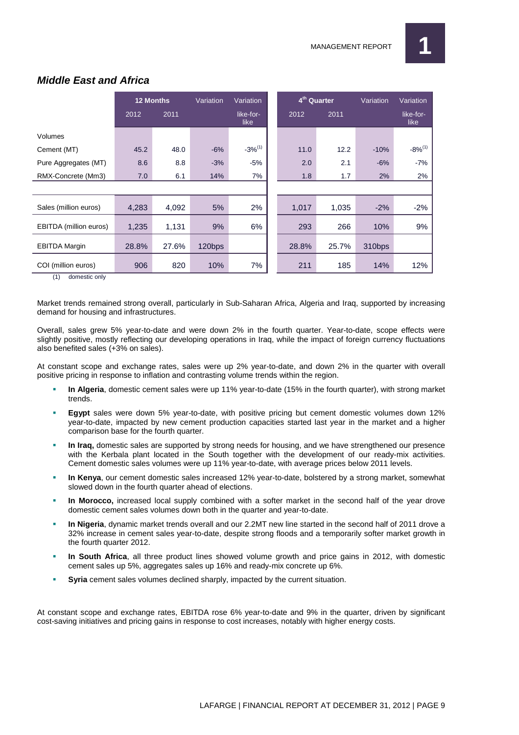## *Middle East and Africa*

| | 12 Months | | Variation | Variation | 4th Quarter | | Variation | Variation |
|---|---|---|---|---|---|---|---|---|
| | 2012 | 2011 | | like-for-like | 2012 | 2011 | | like-for-like |
| Volumes | | | | | | | | |
| Cement (MT) | 45.2 | 48.0 | -6% | -3%(1) | 11.0 | 12.2 | -10% | -8%(1) |
| Pure Aggregates (MT) | 8.6 | 8.8 | -3% | -5% | 2.0 | 2.1 | -6% | -7% |
| RMX-Concrete (Mm3) | 7.0 | 6.1 | 14% | 7% | 1.8 | 1.7 | 2% | 2% |
| | | | | | | | | |
| Sales (million euros) | 4,283 | 4,092 | 5% | 2% | 1,017 | 1,035 | -2% | -2% |
| EBITDA (million euros) | 1,235 | 1,131 | 9% | 6% | 293 | 266 | 10% | 9% |
| EBITDA Margin | 28.8% | 27.6% | 120bps | | 28.8% | 25.7% | 310bps | |
| COI (million euros) | 906 | 820 | 10% | 7% | 211 | 185 | 14% | 12% |

(1) domestic only

Market trends remained strong overall, particularly in Sub-Saharan Africa, Algeria and Iraq, supported by increasing demand for housing and infrastructures.

Overall, sales grew 5% year-to-date and were down 2% in the fourth quarter. Year-to-date, scope effects were slightly positive, mostly reflecting our developing operations in Iraq, while the impact of foreign currency fluctuations also benefited sales (+3% on sales).

At constant scope and exchange rates, sales were up 2% year-to-date, and down 2% in the quarter with overall positive pricing in response to inflation and contrasting volume trends within the region.

- **In Algeria**, domestic cement sales were up 11% year-to-date (15% in the fourth quarter), with strong market trends.
- **Egypt** sales were down 5% year-to-date, with positive pricing but cement domestic volumes down 12% year-to-date, impacted by new cement production capacities started last year in the market and a higher comparison base for the fourth quarter.
- **In Iraq,** domestic sales are supported by strong needs for housing, and we have strengthened our presence with the Kerbala plant located in the South together with the development of our ready-mix activities. Cement domestic sales volumes were up 11% year-to-date, with average prices below 2011 levels.
- **In Kenya**, our cement domestic sales increased 12% year-to-date, bolstered by a strong market, somewhat slowed down in the fourth quarter ahead of elections.
- **In Morocco,** increased local supply combined with a softer market in the second half of the year drove domestic cement sales volumes down both in the quarter and year-to-date.
- **In Nigeria**, dynamic market trends overall and our 2.2MT new line started in the second half of 2011 drove a 32% increase in cement sales year-to-date, despite strong floods and a temporarily softer market growth in the fourth quarter 2012.
- **In South Africa**, all three product lines showed volume growth and price gains in 2012, with domestic cement sales up 5%, aggregates sales up 16% and ready-mix concrete up 6%.
- **Syria** cement sales volumes declined sharply, impacted by the current situation.

At constant scope and exchange rates, EBITDA rose 6% year-to-date and 9% in the quarter, driven by significant cost-saving initiatives and pricing gains in response to cost increases, notably with higher energy costs.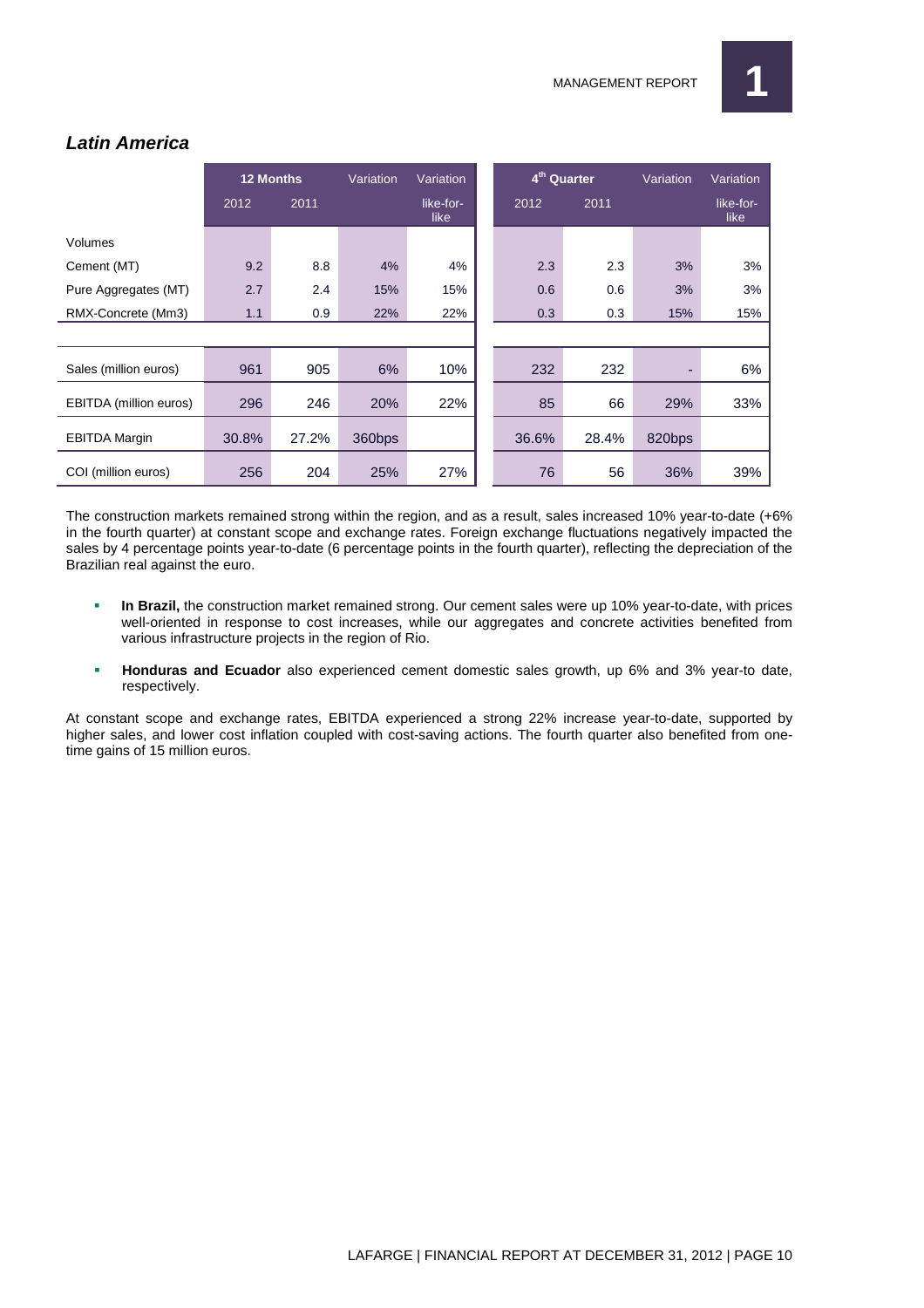## *Latin America*

| | 12 Months | | Variation | Variation | 4th Quarter | | Variation | Variation |
|---|---|---|---|---|---|---|---|---|
| | 2012 | 2011 | | like-for-like | 2012 | 2011 | | like-for-like |
| Volumes | | | | | | | | |
| Cement (MT) | 9.2 | 8.8 | 4% | 4% | 2.3 | 2.3 | 3% | 3% |
| Pure Aggregates (MT) | 2.7 | 2.4 | 15% | 15% | 0.6 | 0.6 | 3% | 3% |
| RMX-Concrete (Mm3) | 1.1 | 0.9 | 22% | 22% | 0.3 | 0.3 | 15% | 15% |
| | | | | | | | | |
| Sales (million euros) | 961 | 905 | 6% | 10% | 232 | 232 | - | 6% |
| EBITDA (million euros) | 296 | 246 | 20% | 22% | 85 | 66 | 29% | 33% |
| EBITDA Margin | 30.8% | 27.2% | 360bps | | 36.6% | 28.4% | 820bps | |
| COI (million euros) | 256 | 204 | 25% | 27% | 76 | 56 | 36% | 39% |

The construction markets remained strong within the region, and as a result, sales increased 10% year-to-date (+6% in the fourth quarter) at constant scope and exchange rates. Foreign exchange fluctuations negatively impacted the sales by 4 percentage points year-to-date (6 percentage points in the fourth quarter), reflecting the depreciation of the Brazilian real against the euro.

- **In Brazil,** the construction market remained strong. Our cement sales were up 10% year-to-date, with prices well-oriented in response to cost increases, while our aggregates and concrete activities benefited from various infrastructure projects in the region of Rio.
- **Honduras and Ecuador** also experienced cement domestic sales growth, up 6% and 3% year-to date, respectively.

At constant scope and exchange rates, EBITDA experienced a strong 22% increase year-to-date, supported by higher sales, and lower cost inflation coupled with cost-saving actions. The fourth quarter also benefited from one-time gains of 15 million euros.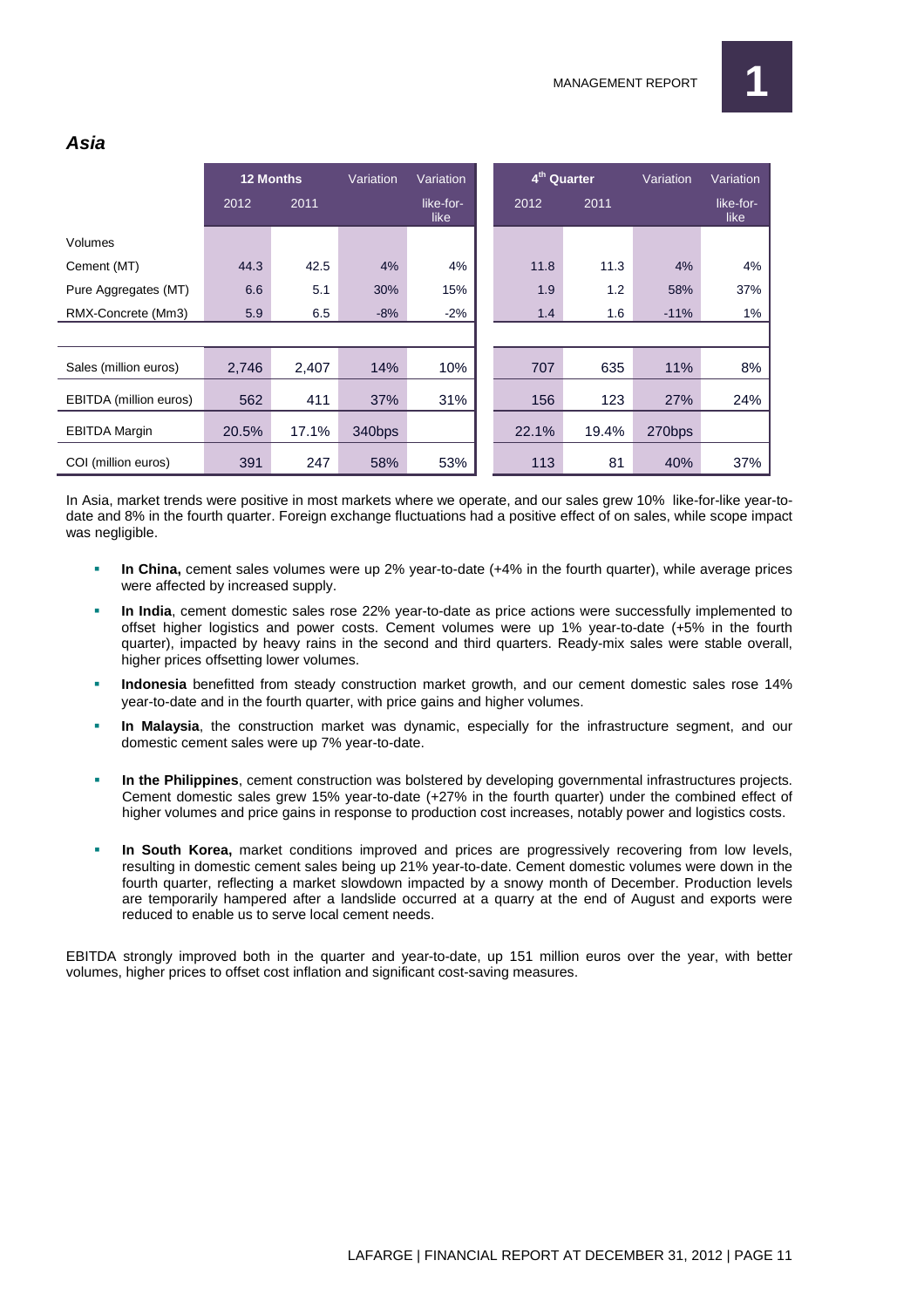## *Asia*

| | 12 Months | | Variation | Variation | 4th Quarter | | Variation | Variation |
|---|---|---|---|---|---|---|---|---|
| | 2012 | 2011 | | like-for-like | 2012 | 2011 | | like-for-like |
| Volumes | | | | | | | | |
| Cement (MT) | 44.3 | 42.5 | 4% | 4% | 11.8 | 11.3 | 4% | 4% |
| Pure Aggregates (MT) | 6.6 | 5.1 | 30% | 15% | 1.9 | 1.2 | 58% | 37% |
| RMX-Concrete (Mm3) | 5.9 | 6.5 | -8% | -2% | 1.4 | 1.6 | -11% | 1% |
| | | | | | | | | |
| Sales (million euros) | 2,746 | 2,407 | 14% | 10% | 707 | 635 | 11% | 8% |
| EBITDA (million euros) | 562 | 411 | 37% | 31% | 156 | 123 | 27% | 24% |
| EBITDA Margin | 20.5% | 17.1% | 340bps | | 22.1% | 19.4% | 270bps | |
| COI (million euros) | 391 | 247 | 58% | 53% | 113 | 81 | 40% | 37% |

In Asia, market trends were positive in most markets where we operate, and our sales grew 10% like-for-like year-to-date and 8% in the fourth quarter. Foreign exchange fluctuations had a positive effect of on sales, while scope impact was negligible.

- **In China,** cement sales volumes were up 2% year-to-date (+4% in the fourth quarter), while average prices were affected by increased supply.
- **In India**, cement domestic sales rose 22% year-to-date as price actions were successfully implemented to offset higher logistics and power costs. Cement volumes were up 1% year-to-date (+5% in the fourth quarter), impacted by heavy rains in the second and third quarters. Ready-mix sales were stable overall, higher prices offsetting lower volumes.
- **Indonesia** benefitted from steady construction market growth, and our cement domestic sales rose 14% year-to-date and in the fourth quarter, with price gains and higher volumes.
- **In Malaysia**, the construction market was dynamic, especially for the infrastructure segment, and our domestic cement sales were up 7% year-to-date.
- **In the Philippines**, cement construction was bolstered by developing governmental infrastructures projects. Cement domestic sales grew 15% year-to-date (+27% in the fourth quarter) under the combined effect of higher volumes and price gains in response to production cost increases, notably power and logistics costs.
- **In South Korea,** market conditions improved and prices are progressively recovering from low levels, resulting in domestic cement sales being up 21% year-to-date. Cement domestic volumes were down in the fourth quarter, reflecting a market slowdown impacted by a snowy month of December. Production levels are temporarily hampered after a landslide occurred at a quarry at the end of August and exports were reduced to enable us to serve local cement needs.

EBITDA strongly improved both in the quarter and year-to-date, up 151 million euros over the year, with better volumes, higher prices to offset cost inflation and significant cost-saving measures.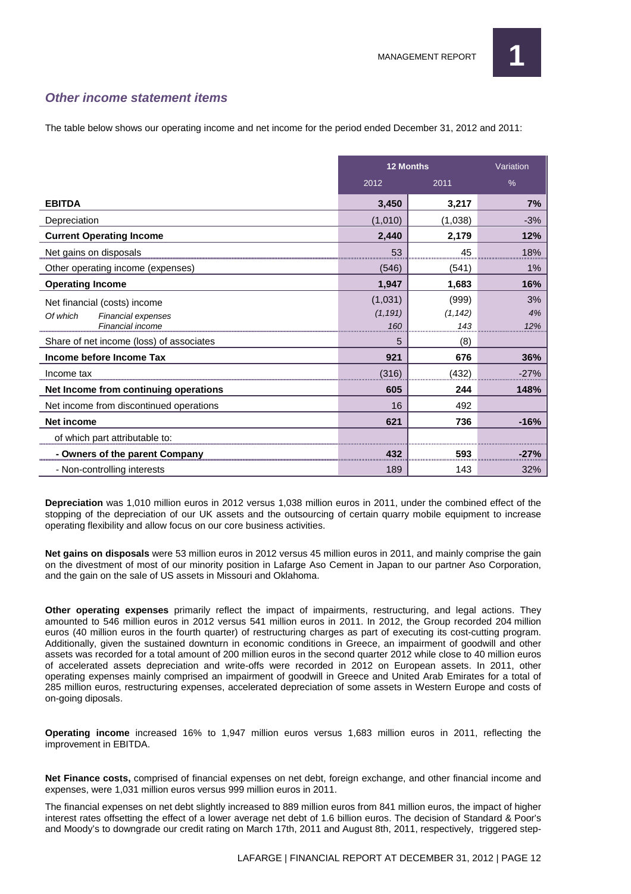### *Other income statement items*

The table below shows our operating income and net income for the period ended December 31, 2012 and 2011:

| | 12 Months | | Variation |
|---|---|---|---|
| | 2012 | 2011 | % |
| **EBITDA** | **3,450** | **3,217** | **7%** |
| Depreciation | (1,010) | (1,038) | -3% |
| **Current Operating Income** | **2,440** | **2,179** | **12%** |
| Net gains on disposals | 53 | 45 | 18% |
| Other operating income (expenses) | (546) | (541) | 1% |
| **Operating Income** | **1,947** | **1,683** | **16%** |
| Net financial (costs) income | (1,031) | (999) | 3% |
| *Of which Financial expenses* | *(1,191)* | *(1,142)* | *4%* |
| *Financial income* | *160* | *143* | *12%* |
| Share of net income (loss) of associates | 5 | (8) | |
| **Income before Income Tax** | **921** | **676** | **36%** |
| Income tax | (316) | (432) | -27% |
| **Net Income from continuing operations** | **605** | **244** | **148%** |
| Net income from discontinued operations | 16 | 492 | |
| **Net income** | **621** | **736** | **-16%** |
| of which part attributable to: | | | |
| **- Owners of the parent Company** | **432** | **593** | **-27%** |
| - Non-controlling interests | 189 | 143 | 32% |

**Depreciation** was 1,010 million euros in 2012 versus 1,038 million euros in 2011, under the combined effect of the stopping of the depreciation of our UK assets and the outsourcing of certain quarry mobile equipment to increase operating flexibility and allow focus on our core business activities.

**Net gains on disposals** were 53 million euros in 2012 versus 45 million euros in 2011, and mainly comprise the gain on the divestment of most of our minority position in Lafarge Aso Cement in Japan to our partner Aso Corporation, and the gain on the sale of US assets in Missouri and Oklahoma.

**Other operating expenses** primarily reflect the impact of impairments, restructuring, and legal actions. They amounted to 546 million euros in 2012 versus 541 million euros in 2011. In 2012, the Group recorded 204 million euros (40 million euros in the fourth quarter) of restructuring charges as part of executing its cost-cutting program. Additionally, given the sustained downturn in economic conditions in Greece, an impairment of goodwill and other assets was recorded for a total amount of 200 million euros in the second quarter 2012 while close to 40 million euros of accelerated assets depreciation and write-offs were recorded in 2012 on European assets. In 2011, other operating expenses mainly comprised an impairment of goodwill in Greece and United Arab Emirates for a total of 285 million euros, restructuring expenses, accelerated depreciation of some assets in Western Europe and costs of on-going diposals.

**Operating income** increased 16% to 1,947 million euros versus 1,683 million euros in 2011, reflecting the improvement in EBITDA.

**Net Finance costs,** comprised of financial expenses on net debt, foreign exchange, and other financial income and expenses, were 1,031 million euros versus 999 million euros in 2011.

The financial expenses on net debt slightly increased to 889 million euros from 841 million euros, the impact of higher interest rates offsetting the effect of a lower average net debt of 1.6 billion euros. The decision of Standard & Poor's and Moody's to downgrade our credit rating on March 17th, 2011 and August 8th, 2011, respectively, triggered step-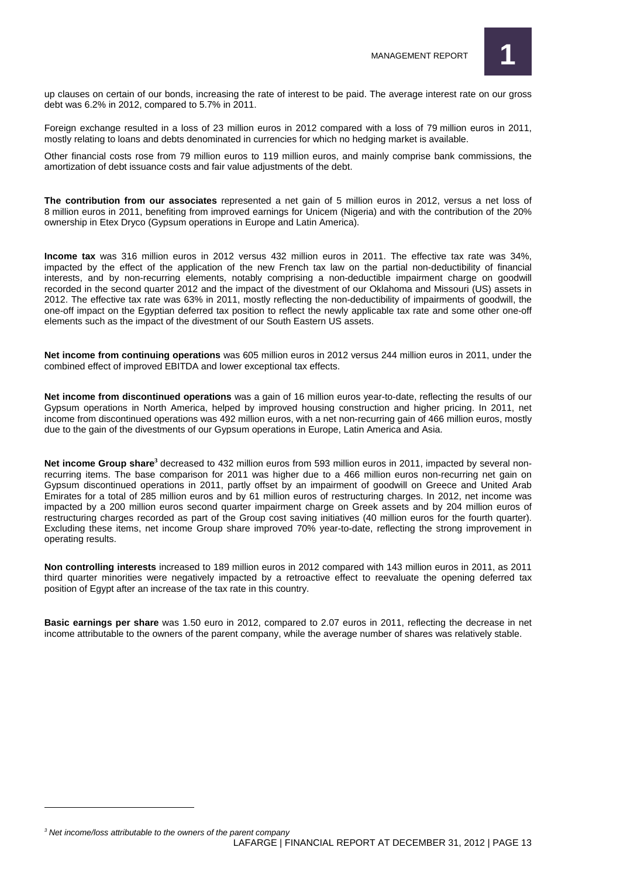up clauses on certain of our bonds, increasing the rate of interest to be paid. The average interest rate on our gross debt was 6.2% in 2012, compared to 5.7% in 2011.

Foreign exchange resulted in a loss of 23 million euros in 2012 compared with a loss of 79 million euros in 2011, mostly relating to loans and debts denominated in currencies for which no hedging market is available.

Other financial costs rose from 79 million euros to 119 million euros, and mainly comprise bank commissions, the amortization of debt issuance costs and fair value adjustments of the debt.

**The contribution from our associates** represented a net gain of 5 million euros in 2012, versus a net loss of 8 million euros in 2011, benefiting from improved earnings for Unicem (Nigeria) and with the contribution of the 20% ownership in Etex Dryco (Gypsum operations in Europe and Latin America).

**Income tax** was 316 million euros in 2012 versus 432 million euros in 2011. The effective tax rate was 34%, impacted by the effect of the application of the new French tax law on the partial non-deductibility of financial interests, and by non-recurring elements, notably comprising a non-deductible impairment charge on goodwill recorded in the second quarter 2012 and the impact of the divestment of our Oklahoma and Missouri (US) assets in 2012. The effective tax rate was 63% in 2011, mostly reflecting the non-deductibility of impairments of goodwill, the one-off impact on the Egyptian deferred tax position to reflect the newly applicable tax rate and some other one-off elements such as the impact of the divestment of our South Eastern US assets.

**Net income from continuing operations** was 605 million euros in 2012 versus 244 million euros in 2011, under the combined effect of improved EBITDA and lower exceptional tax effects.

**Net income from discontinued operations** was a gain of 16 million euros year-to-date, reflecting the results of our Gypsum operations in North America, helped by improved housing construction and higher pricing. In 2011, net income from discontinued operations was 492 million euros, with a net non-recurring gain of 466 million euros, mostly due to the gain of the divestments of our Gypsum operations in Europe, Latin America and Asia.

**Net income Group share**[3] decreased to 432 million euros from 593 million euros in 2011, impacted by several non-recurring items. The base comparison for 2011 was higher due to a 466 million euros non-recurring net gain on Gypsum discontinued operations in 2011, partly offset by an impairment of goodwill on Greece and United Arab Emirates for a total of 285 million euros and by 61 million euros of restructuring charges. In 2012, net income was impacted by a 200 million euros second quarter impairment charge on Greek assets and by 204 million euros of restructuring charges recorded as part of the Group cost saving initiatives (40 million euros for the fourth quarter). Excluding these items, net income Group share improved 70% year-to-date, reflecting the strong improvement in operating results.

**Non controlling interests** increased to 189 million euros in 2012 compared with 143 million euros in 2011, as 2011 third quarter minorities were negatively impacted by a retroactive effect to reevaluate the opening deferred tax position of Egypt after an increase of the tax rate in this country.

**Basic earnings per share** was 1.50 euro in 2012, compared to 2.07 euros in 2011, reflecting the decrease in net income attributable to the owners of the parent company, while the average number of shares was relatively stable.

---

*[3] Net income/loss attributable to the owners of the parent company*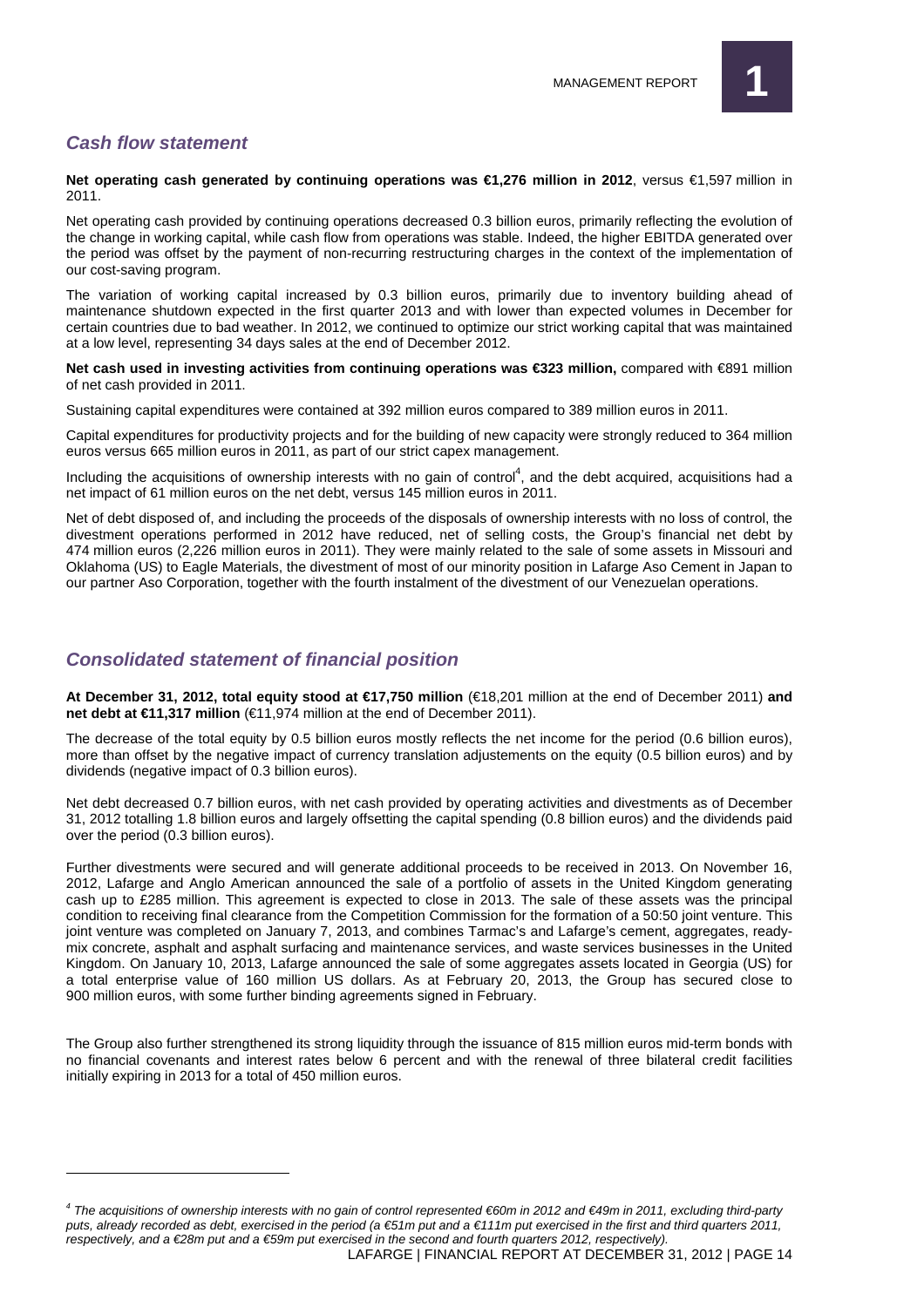## *Cash flow statement*

**Net operating cash generated by continuing operations was €1,276 million in 2012**, versus €1,597 million in 2011.

Net operating cash provided by continuing operations decreased 0.3 billion euros, primarily reflecting the evolution of the change in working capital, while cash flow from operations was stable. Indeed, the higher EBITDA generated over the period was offset by the payment of non-recurring restructuring charges in the context of the implementation of our cost-saving program.

The variation of working capital increased by 0.3 billion euros, primarily due to inventory building ahead of maintenance shutdown expected in the first quarter 2013 and with lower than expected volumes in December for certain countries due to bad weather. In 2012, we continued to optimize our strict working capital that was maintained at a low level, representing 34 days sales at the end of December 2012.

**Net cash used in investing activities from continuing operations was €323 million,** compared with €891 million of net cash provided in 2011.

Sustaining capital expenditures were contained at 392 million euros compared to 389 million euros in 2011.

Capital expenditures for productivity projects and for the building of new capacity were strongly reduced to 364 million euros versus 665 million euros in 2011, as part of our strict capex management.

Including the acquisitions of ownership interests with no gain of control[4], and the debt acquired, acquisitions had a net impact of 61 million euros on the net debt, versus 145 million euros in 2011.

Net of debt disposed of, and including the proceeds of the disposals of ownership interests with no loss of control, the divestment operations performed in 2012 have reduced, net of selling costs, the Group's financial net debt by 474 million euros (2,226 million euros in 2011). They were mainly related to the sale of some assets in Missouri and Oklahoma (US) to Eagle Materials, the divestment of most of our minority position in Lafarge Aso Cement in Japan to our partner Aso Corporation, together with the fourth instalment of the divestment of our Venezuelan operations.

## *Consolidated statement of financial position*

**At December 31, 2012, total equity stood at €17,750 million** (€18,201 million at the end of December 2011) **and net debt at €11,317 million** (€11,974 million at the end of December 2011).

The decrease of the total equity by 0.5 billion euros mostly reflects the net income for the period (0.6 billion euros), more than offset by the negative impact of currency translation adjustements on the equity (0.5 billion euros) and by dividends (negative impact of 0.3 billion euros).

Net debt decreased 0.7 billion euros, with net cash provided by operating activities and divestments as of December 31, 2012 totalling 1.8 billion euros and largely offsetting the capital spending (0.8 billion euros) and the dividends paid over the period (0.3 billion euros).

Further divestments were secured and will generate additional proceeds to be received in 2013. On November 16, 2012, Lafarge and Anglo American announced the sale of a portfolio of assets in the United Kingdom generating cash up to £285 million. This agreement is expected to close in 2013. The sale of these assets was the principal condition to receiving final clearance from the Competition Commission for the formation of a 50:50 joint venture. This joint venture was completed on January 7, 2013, and combines Tarmac's and Lafarge's cement, aggregates, ready-mix concrete, asphalt and asphalt surfacing and maintenance services, and waste services businesses in the United Kingdom. On January 10, 2013, Lafarge announced the sale of some aggregates assets located in Georgia (US) for a total enterprise value of 160 million US dollars. As at February 20, 2013, the Group has secured close to 900 million euros, with some further binding agreements signed in February.

The Group also further strengthened its strong liquidity through the issuance of 815 million euros mid-term bonds with no financial covenants and interest rates below 6 percent and with the renewal of three bilateral credit facilities initially expiring in 2013 for a total of 450 million euros.

---

*[4] The acquisitions of ownership interests with no gain of control represented €60m in 2012 and €49m in 2011, excluding third-party puts, already recorded as debt, exercised in the period (a €51m put and a €111m put exercised in the first and third quarters 2011, respectively, and a €28m put and a €59m put exercised in the second and fourth quarters 2012, respectively).*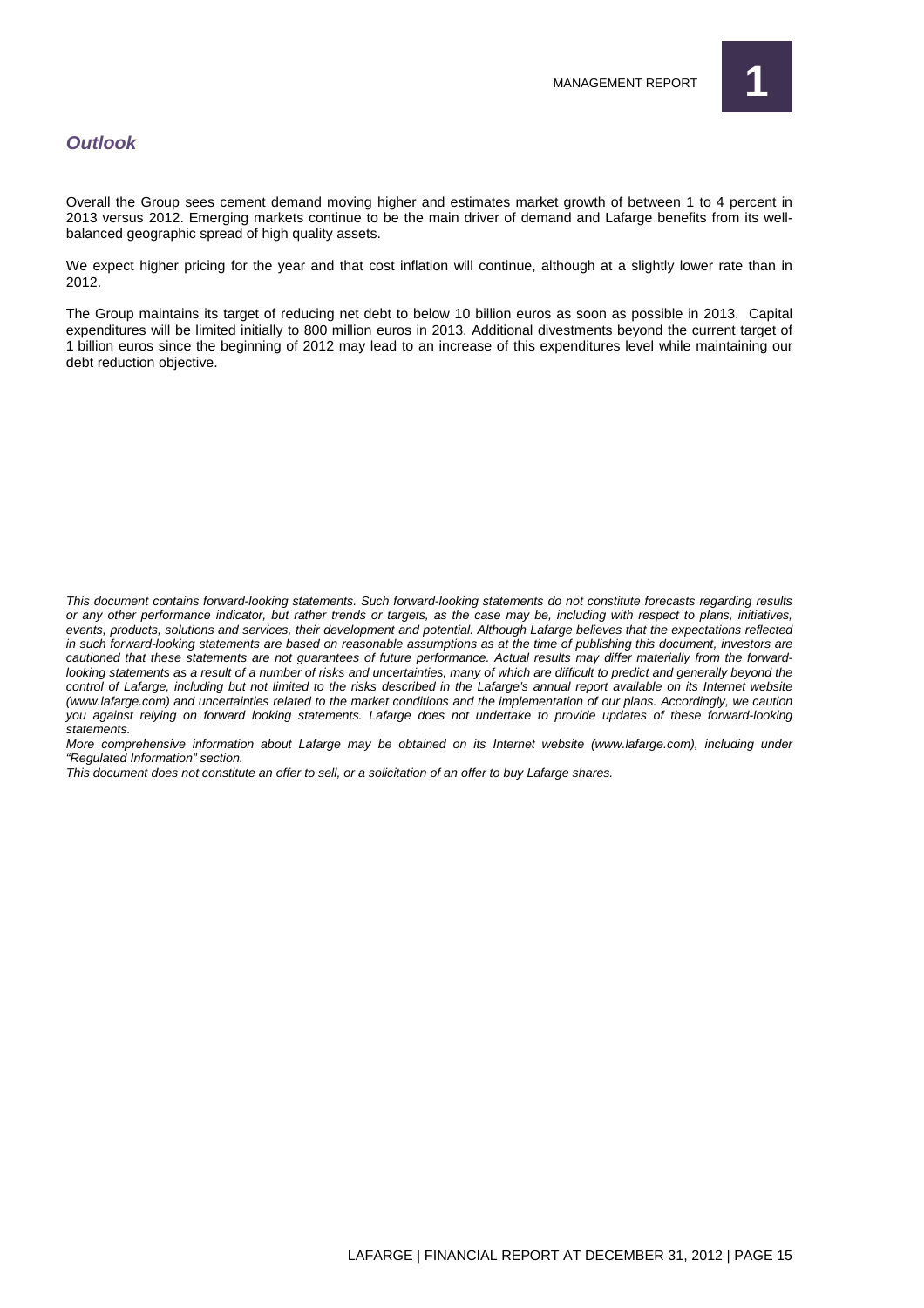## *Outlook*

Overall the Group sees cement demand moving higher and estimates market growth of between 1 to 4 percent in 2013 versus 2012. Emerging markets continue to be the main driver of demand and Lafarge benefits from its well-balanced geographic spread of high quality assets.

We expect higher pricing for the year and that cost inflation will continue, although at a slightly lower rate than in 2012.

The Group maintains its target of reducing net debt to below 10 billion euros as soon as possible in 2013. Capital expenditures will be limited initially to 800 million euros in 2013. Additional divestments beyond the current target of 1 billion euros since the beginning of 2012 may lead to an increase of this expenditures level while maintaining our debt reduction objective.

*This document contains forward-looking statements. Such forward-looking statements do not constitute forecasts regarding results or any other performance indicator, but rather trends or targets, as the case may be, including with respect to plans, initiatives, events, products, solutions and services, their development and potential. Although Lafarge believes that the expectations reflected in such forward-looking statements are based on reasonable assumptions as at the time of publishing this document, investors are cautioned that these statements are not guarantees of future performance. Actual results may differ materially from the forward-looking statements as a result of a number of risks and uncertainties, many of which are difficult to predict and generally beyond the control of Lafarge, including but not limited to the risks described in the Lafarge's annual report available on its Internet website (www.lafarge.com) and uncertainties related to the market conditions and the implementation of our plans. Accordingly, we caution you against relying on forward looking statements. Lafarge does not undertake to provide updates of these forward-looking statements.*

*More comprehensive information about Lafarge may be obtained on its Internet website (www.lafarge.com), including under "Regulated Information" section.*

*This document does not constitute an offer to sell, or a solicitation of an offer to buy Lafarge shares.*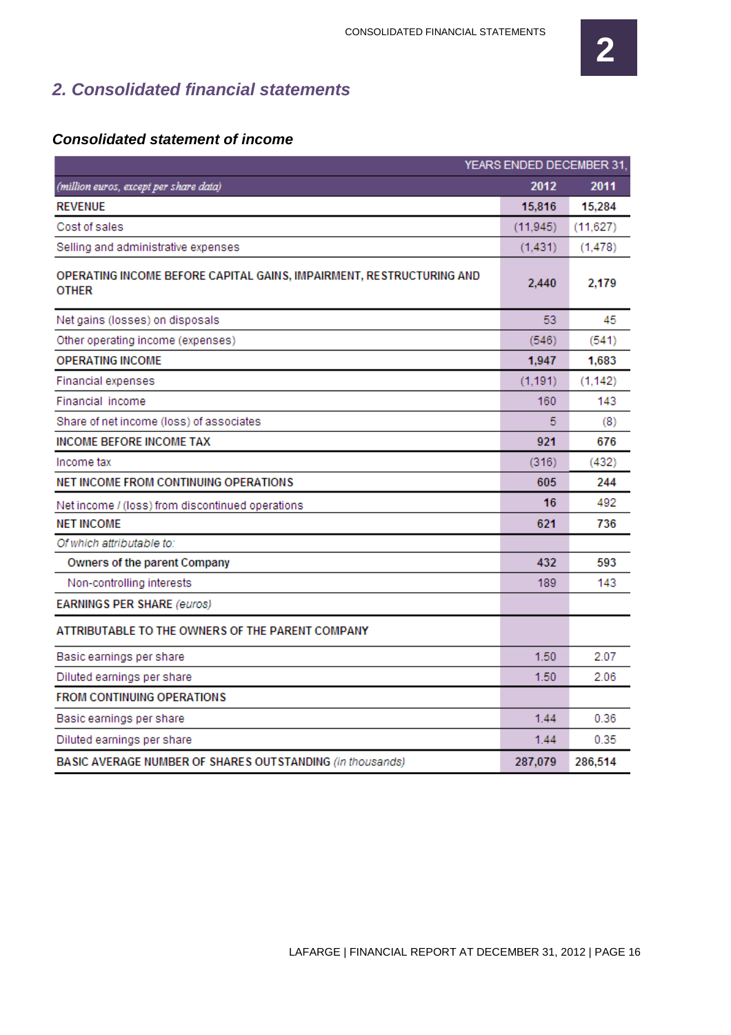## 2. Consolidated financial statements

### Consolidated statement of income

| | YEARS ENDED DECEMBER 31, | |
|---|---|---|
| *(million euros, except per share data)* | **2012** | **2011** |
| **REVENUE** | **15,816** | **15,284** |
| Cost of sales | (11,945) | (11,627) |
| Selling and administrative expenses | (1,431) | (1,478) |
| **OPERATING INCOME BEFORE CAPITAL GAINS, IMPAIRMENT, RESTRUCTURING AND OTHER** | **2,440** | **2,179** |
| Net gains (losses) on disposals | 53 | 45 |
| Other operating income (expenses) | (546) | (541) |
| **OPERATING INCOME** | **1,947** | **1,683** |
| Financial expenses | (1,191) | (1,142) |
| Financial income | 160 | 143 |
| Share of net income (loss) of associates | 5 | (8) |
| **INCOME BEFORE INCOME TAX** | **921** | **676** |
| Income tax | (316) | (432) |
| **NET INCOME FROM CONTINUING OPERATIONS** | **605** | **244** |
| Net income / (loss) from discontinued operations | **16** | 492 |
| **NET INCOME** | **621** | **736** |
| *Of which attributable to:* | | |
| **Owners of the parent Company** | **432** | **593** |
| Non-controlling interests | 189 | 143 |
| **EARNINGS PER SHARE** *(euros)* | | |
| **ATTRIBUTABLE TO THE OWNERS OF THE PARENT COMPANY** | | |
| Basic earnings per share | 1.50 | 2.07 |
| Diluted earnings per share | 1.50 | 2.06 |
| **FROM CONTINUING OPERATIONS** | | |
| Basic earnings per share | 1.44 | 0.36 |
| Diluted earnings per share | 1.44 | 0.35 |
| **BASIC AVERAGE NUMBER OF SHARES OUTSTANDING** *(in thousands)* | **287,079** | **286,514** |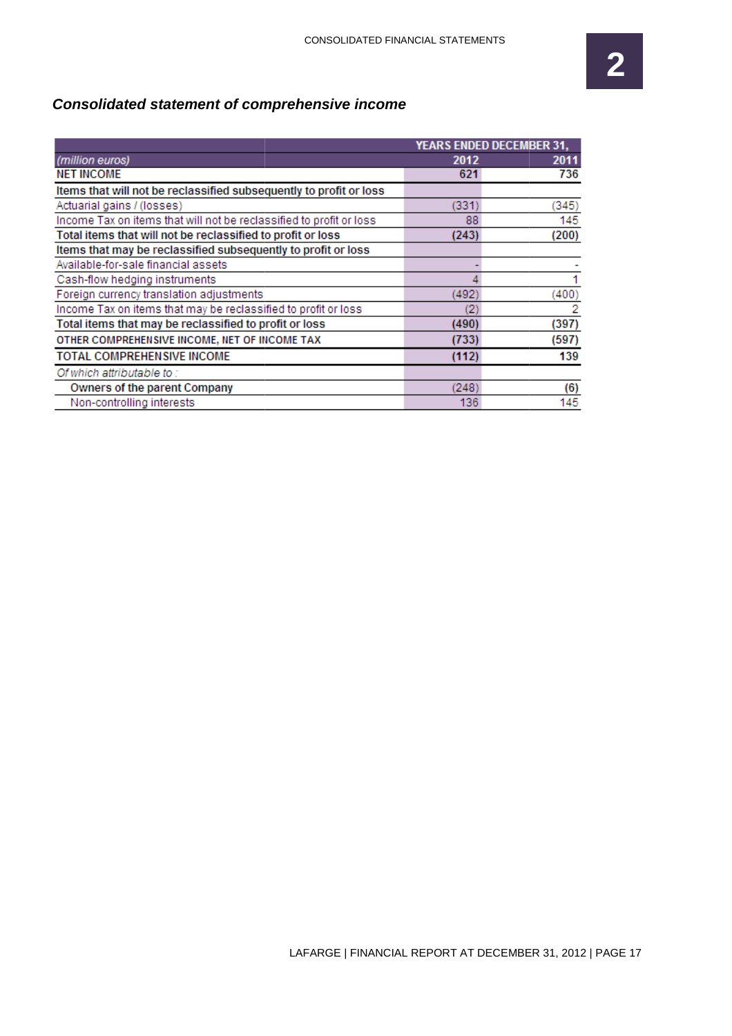## *Consolidated statement of comprehensive income*

| *(million euros)* | YEARS ENDED DECEMBER 31, 2012 | 2011 |
|---|---|---|
| **NET INCOME** | **621** | **736** |
| **Items that will not be reclassified subsequently to profit or loss** | | |
| Actuarial gains / (losses) | (331) | (345) |
| Income Tax on items that will not be reclassified to profit or loss | 88 | 145 |
| **Total items that will not be reclassified to profit or loss** | **(243)** | **(200)** |
| **Items that may be reclassified subsequently to profit or loss** | | |
| Available-for-sale financial assets | - | - |
| Cash-flow hedging instruments | 4 | 1 |
| Foreign currency translation adjustments | (492) | (400) |
| Income Tax on items that may be reclassified to profit or loss | (2) | 2 |
| **Total items that may be reclassified to profit or loss** | **(490)** | **(397)** |
| **OTHER COMPREHENSIVE INCOME, NET OF INCOME TAX** | **(733)** | **(597)** |
| **TOTAL COMPREHENSIVE INCOME** | **(112)** | **139** |
| *Of which attributable to :* | | |
| Owners of the parent Company | (248) | (6) |
| Non-controlling interests | 136 | 145 |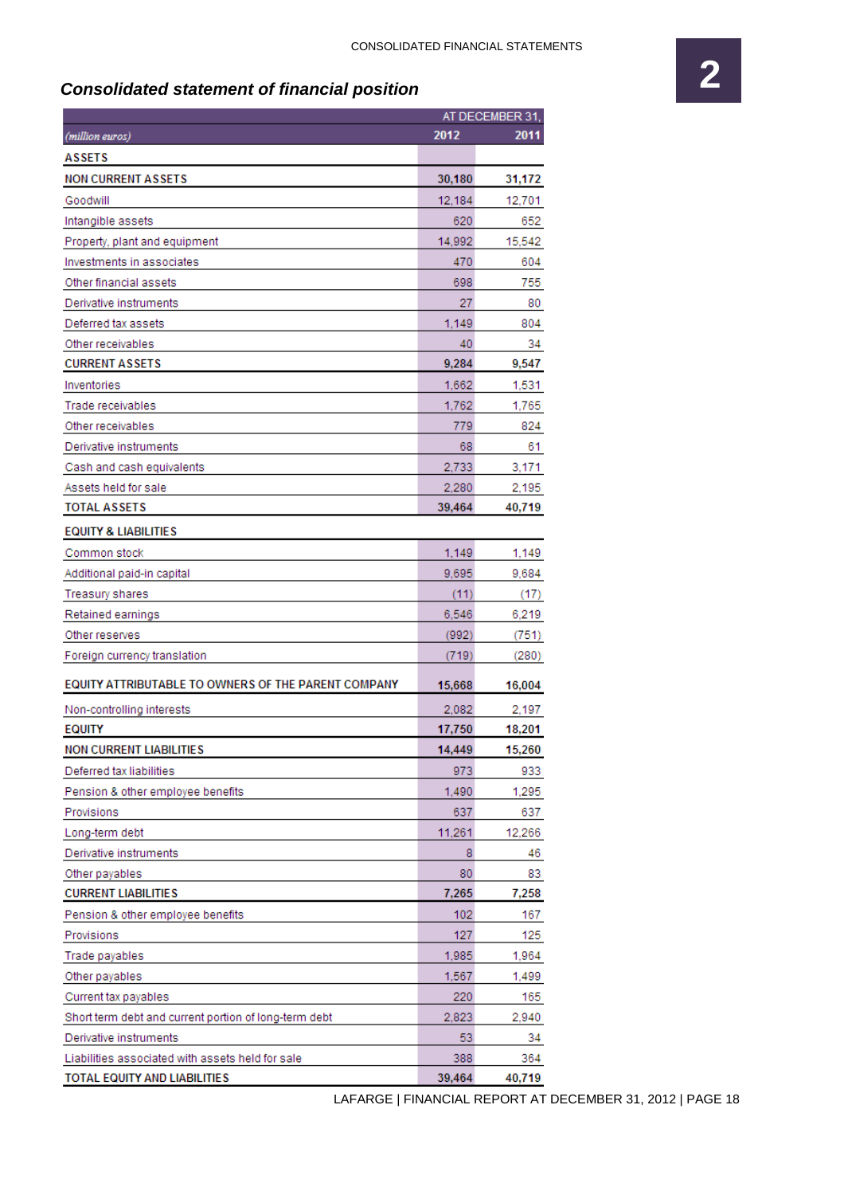## Consolidated statement of financial position

| (million euros) | AT DECEMBER 31, 2012 | 2011 |
|---|---|---|
| **ASSETS** | | |
| **NON CURRENT ASSETS** | **30,180** | **31,172** |
| Goodwill | 12,184 | 12,701 |
| Intangible assets | 620 | 652 |
| Property, plant and equipment | 14,992 | 15,542 |
| Investments in associates | 470 | 604 |
| Other financial assets | 698 | 755 |
| Derivative instruments | 27 | 80 |
| Deferred tax assets | 1,149 | 804 |
| Other receivables | 40 | 34 |
| **CURRENT ASSETS** | **9,284** | **9,547** |
| Inventories | 1,662 | 1,531 |
| Trade receivables | 1,762 | 1,765 |
| Other receivables | 779 | 824 |
| Derivative instruments | 68 | 61 |
| Cash and cash equivalents | 2,733 | 3,171 |
| Assets held for sale | 2,280 | 2,195 |
| **TOTAL ASSETS** | **39,464** | **40,719** |
| **EQUITY & LIABILITIES** | | |
| Common stock | 1,149 | 1,149 |
| Additional paid-in capital | 9,695 | 9,684 |
| Treasury shares | (11) | (17) |
| Retained earnings | 6,546 | 6,219 |
| Other reserves | (992) | (751) |
| Foreign currency translation | (719) | (280) |
| **EQUITY ATTRIBUTABLE TO OWNERS OF THE PARENT COMPANY** | **15,668** | **16,004** |
| Non-controlling interests | 2,082 | 2,197 |
| **EQUITY** | **17,750** | **18,201** |
| **NON CURRENT LIABILITIES** | **14,449** | **15,260** |
| Deferred tax liabilities | 973 | 933 |
| Pension & other employee benefits | 1,490 | 1,295 |
| Provisions | 637 | 637 |
| Long-term debt | 11,261 | 12,266 |
| Derivative instruments | 8 | 46 |
| Other payables | 80 | 83 |
| **CURRENT LIABILITIES** | **7,265** | **7,258** |
| Pension & other employee benefits | 102 | 167 |
| Provisions | 127 | 125 |
| Trade payables | 1,985 | 1,964 |
| Other payables | 1,567 | 1,499 |
| Current tax payables | 220 | 165 |
| Short term debt and current portion of long-term debt | 2,823 | 2,940 |
| Derivative instruments | 53 | 34 |
| Liabilities associated with assets held for sale | 388 | 364 |
| **TOTAL EQUITY AND LIABILITIES** | **39,464** | **40,719** |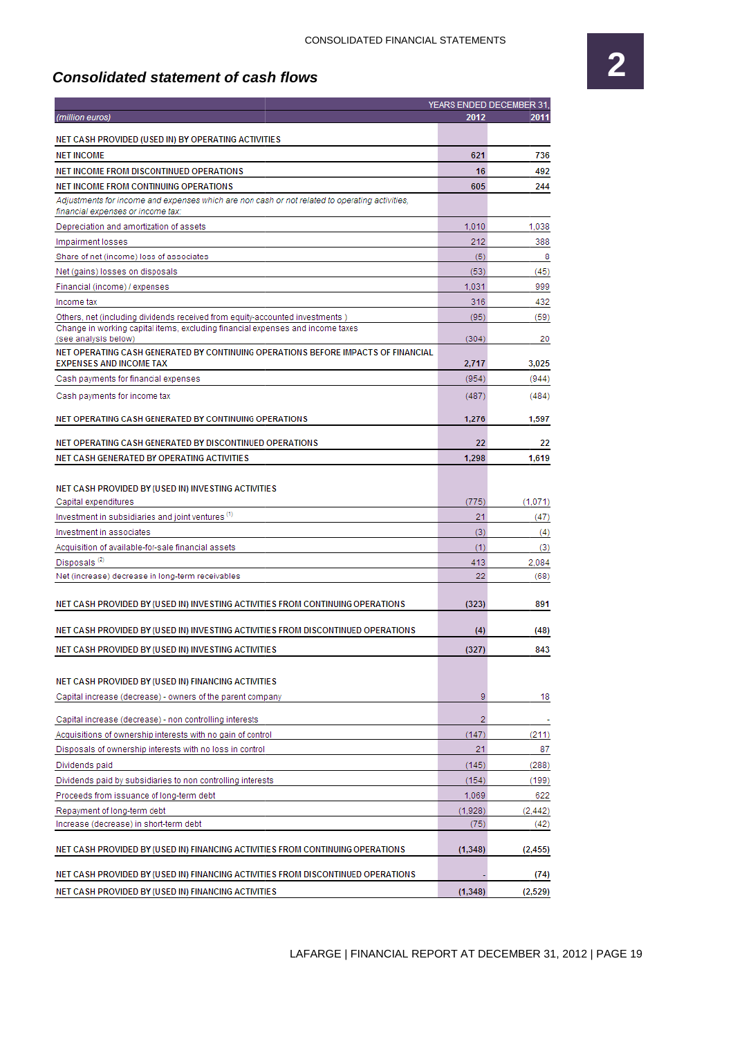## Consolidated statement of cash flows

| (million euros) | YEARS ENDED DECEMBER 31, 2012 | 2011 |
|---|---|---|
| NET CASH PROVIDED (USED IN) BY OPERATING ACTIVITIES | | |
| NET INCOME | 621 | 736 |
| NET INCOME FROM DISCONTINUED OPERATIONS | 16 | 492 |
| NET INCOME FROM CONTINUING OPERATIONS | 605 | 244 |
| *Adjustments for income and expenses which are non cash or not related to operating activities, financial expenses or income tax:* | | |
| Depreciation and amortization of assets | 1,010 | 1,038 |
| Impairment losses | 212 | 388 |
| Share of net (income) loss of associates | (5) | 8 |
| Net (gains) losses on disposals | (53) | (45) |
| Financial (income) / expenses | 1,031 | 999 |
| Income tax | 316 | 432 |
| Others, net (including dividends received from equity-accounted investments ) | (95) | (59) |
| Change in working capital items, excluding financial expenses and income taxes (see analysis below) | (304) | 20 |
| NET OPERATING CASH GENERATED BY CONTINUING OPERATIONS BEFORE IMPACTS OF FINANCIAL EXPENSES AND INCOME TAX | 2,717 | 3,025 |
| Cash payments for financial expenses | (954) | (944) |
| Cash payments for income tax | (487) | (484) |
| NET OPERATING CASH GENERATED BY CONTINUING OPERATIONS | 1,276 | 1,597 |
| NET OPERATING CASH GENERATED BY DISCONTINUED OPERATIONS | 22 | 22 |
| NET CASH GENERATED BY OPERATING ACTIVITIES | 1,298 | 1,619 |
| NET CASH PROVIDED BY (USED IN) INVESTING ACTIVITIES | | |
| Capital expenditures | (775) | (1,071) |
| Investment in subsidiaries and joint ventures [1] | 21 | (47) |
| Investment in associates | (3) | (4) |
| Acquisition of available-for-sale financial assets | (1) | (3) |
| Disposals [2] | 413 | 2,084 |
| Net (increase) decrease in long-term receivables | 22 | (68) |
| NET CASH PROVIDED BY (USED IN) INVESTING ACTIVITIES FROM CONTINUING OPERATIONS | (323) | 891 |
| NET CASH PROVIDED BY (USED IN) INVESTING ACTIVITIES FROM DISCONTINUED OPERATIONS | (4) | (48) |
| NET CASH PROVIDED BY (USED IN) INVESTING ACTIVITIES | (327) | 843 |
| NET CASH PROVIDED BY (USED IN) FINANCING ACTIVITIES | | |
| Capital increase (decrease) - owners of the parent company | 9 | 18 |
| Capital increase (decrease) - non controlling interests | 2 | - |
| Acquisitions of ownership interests with no gain of control | (147) | (211) |
| Disposals of ownership interests with no loss in control | 21 | 87 |
| Dividends paid | (145) | (288) |
| Dividends paid by subsidiaries to non controlling interests | (154) | (199) |
| Proceeds from issuance of long-term debt | 1,069 | 622 |
| Repayment of long-term debt | (1,928) | (2,442) |
| Increase (decrease) in short-term debt | (75) | (42) |
| NET CASH PROVIDED BY (USED IN) FINANCING ACTIVITIES FROM CONTINUING OPERATIONS | (1,348) | (2,455) |
| NET CASH PROVIDED BY (USED IN) FINANCING ACTIVITIES FROM DISCONTINUED OPERATIONS | - | (74) |
| NET CASH PROVIDED BY (USED IN) FINANCING ACTIVITIES | (1,348) | (2,529) |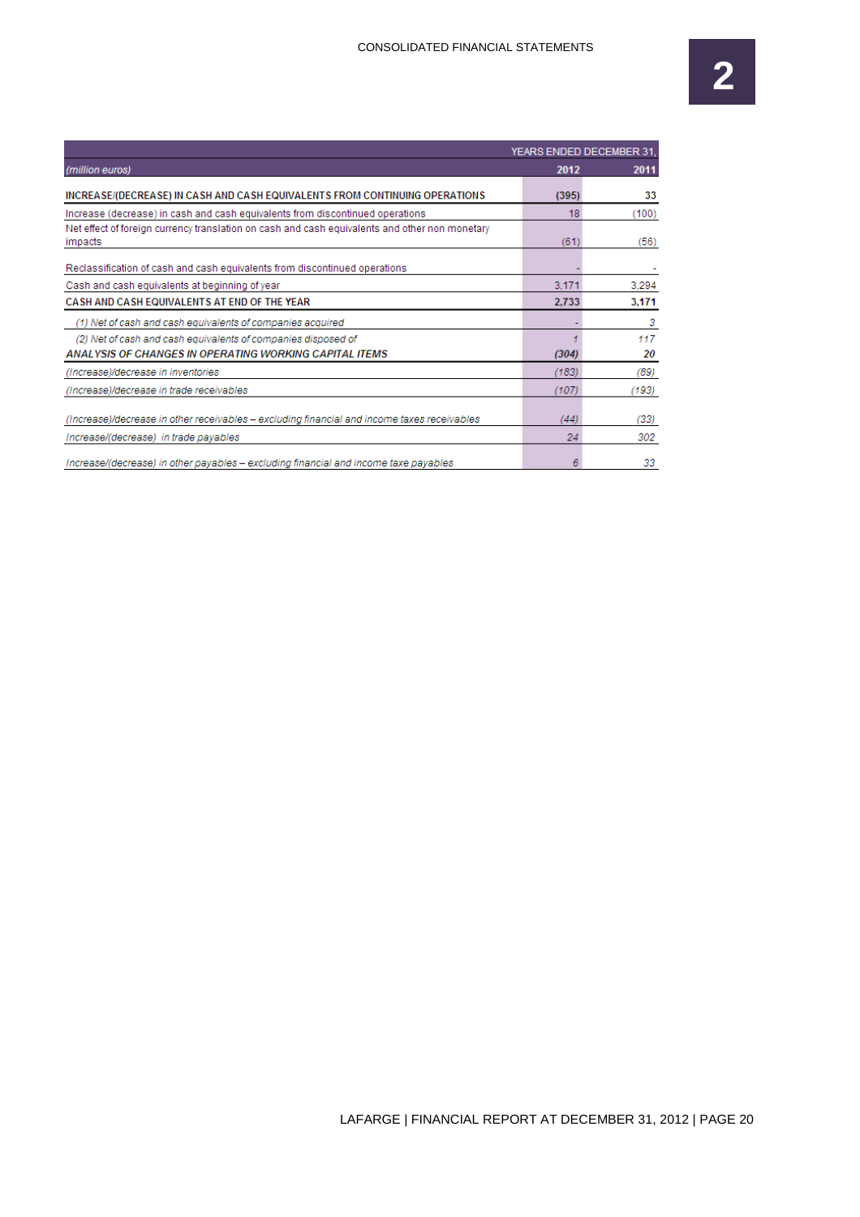| (million euros) | YEARS ENDED DECEMBER 31, 2012 | 2011 |
|---|---|---|
| **INCREASE/(DECREASE) IN CASH AND CASH EQUIVALENTS FROM CONTINUING OPERATIONS** | **(395)** | **33** |
| Increase (decrease) in cash and cash equivalents from discontinued operations | 18 | (100) |
| Net effect of foreign currency translation on cash and cash equivalents and other non monetary impacts | (61) | (56) |
| Reclassification of cash and cash equivalents from discontinued operations | - | - |
| Cash and cash equivalents at beginning of year | 3,171 | 3,294 |
| **CASH AND CASH EQUIVALENTS AT END OF THE YEAR** | **2,733** | **3,171** |
| *(1) Net of cash and cash equivalents of companies acquired* | *-* | *3* |
| *(2) Net of cash and cash equivalents of companies disposed of* | *1* | *117* |
| ***ANALYSIS OF CHANGES IN OPERATING WORKING CAPITAL ITEMS*** | ***(304)*** | ***20*** |
| *(Increase)/decrease in inventories* | *(183)* | *(89)* |
| *(Increase)/decrease in trade receivables* | *(107)* | *(193)* |
| *(Increase)/decrease in other receivables – excluding financial and income taxes receivables* | *(44)* | *(33)* |
| *Increase/(decrease) in trade payables* | *24* | *302* |
| *Increase/(decrease) in other payables – excluding financial and income taxe payables* | *6* | *33* |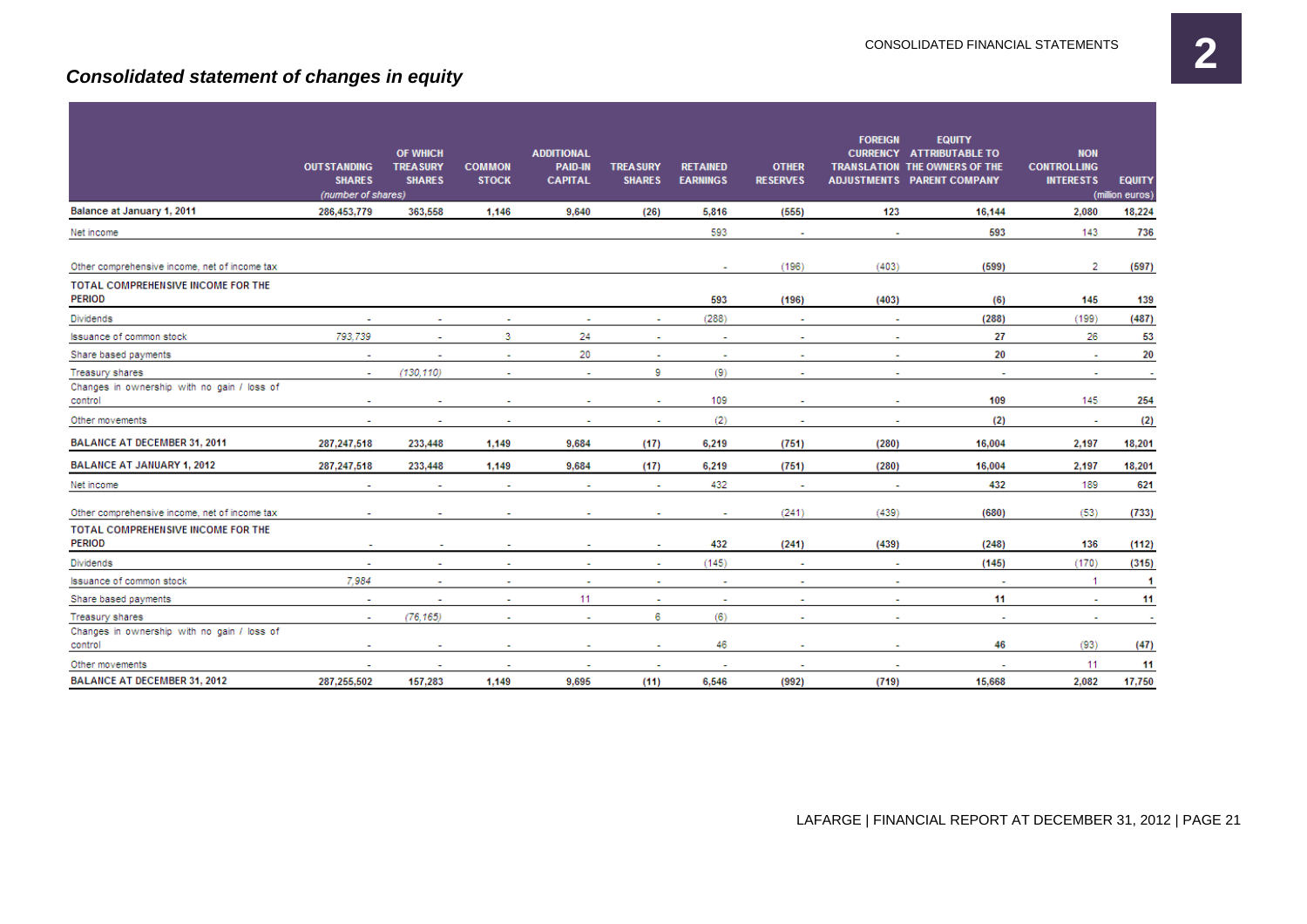## *Consolidated statement of changes in equity*

| | OUTSTANDING SHARES | OF WHICH TREASURY SHARES | COMMON STOCK | ADDITIONAL PAID-IN CAPITAL | TREASURY SHARES | RETAINED EARNINGS | OTHER RESERVES | FOREIGN CURRENCY TRANSLATION ADJUSTMENTS | EQUITY ATTRIBUTABLE TO THE OWNERS OF THE PARENT COMPANY | NON CONTROLLING INTERESTS | EQUITY |
|---|---|---|---|---|---|---|---|---|---|---|---|
| | *(number of shares)* | | | | | | | | | | (million euros) |
| **Balance at January 1, 2011** | **286,453,779** | **363,558** | **1,146** | **9,640** | **(26)** | **5,816** | **(555)** | **123** | **16,144** | **2,080** | **18,224** |
| Net income | | | | | | 593 | - | - | **593** | 143 | **736** |
| Other comprehensive income, net of income tax | | | | | | - | (196) | (403) | **(599)** | 2 | **(597)** |
| **TOTAL COMPREHENSIVE INCOME FOR THE PERIOD** | | | | | | **593** | **(196)** | **(403)** | **(6)** | **145** | **139** |
| Dividends | - | - | - | - | - | (288) | - | - | **(288)** | (199) | **(487)** |
| Issuance of common stock | *793,739* | - | 3 | 24 | - | - | - | - | **27** | 26 | **53** |
| Share based payments | - | - | - | 20 | - | - | - | - | **20** | - | **20** |
| Treasury shares | - | *(130,110)* | - | - | 9 | (9) | - | - | - | - | - |
| Changes in ownership with no gain / loss of control | - | - | - | - | - | 109 | - | - | **109** | 145 | **254** |
| Other movements | - | - | - | - | - | (2) | - | - | **(2)** | - | **(2)** |
| **BALANCE AT DECEMBER 31, 2011** | **287,247,518** | **233,448** | **1,149** | **9,684** | **(17)** | **6,219** | **(751)** | **(280)** | **16,004** | **2,197** | **18,201** |
| **BALANCE AT JANUARY 1, 2012** | **287,247,518** | **233,448** | **1,149** | **9,684** | **(17)** | **6,219** | **(751)** | **(280)** | **16,004** | **2,197** | **18,201** |
| Net income | - | - | - | - | - | 432 | - | - | **432** | 189 | **621** |
| Other comprehensive income, net of income tax | - | - | - | - | - | - | (241) | (439) | **(680)** | (53) | **(733)** |
| **TOTAL COMPREHENSIVE INCOME FOR THE PERIOD** | - | - | - | - | - | **432** | **(241)** | **(439)** | **(248)** | **136** | **(112)** |
| Dividends | - | - | - | - | - | (145) | - | - | **(145)** | (170) | **(315)** |
| Issuance of common stock | *7,984* | - | - | - | - | - | - | - | - | 1 | **1** |
| Share based payments | - | - | - | 11 | - | - | - | - | **11** | - | **11** |
| Treasury shares | - | *(76,165)* | - | - | 6 | (6) | - | - | - | - | - |
| Changes in ownership with no gain / loss of control | - | - | - | - | - | 46 | - | - | **46** | (93) | **(47)** |
| Other movements | - | - | - | - | - | - | - | - | - | 11 | **11** |
| **BALANCE AT DECEMBER 31, 2012** | **287,255,502** | **157,283** | **1,149** | **9,695** | **(11)** | **6,546** | **(992)** | **(719)** | **15,668** | **2,082** | **17,750** |